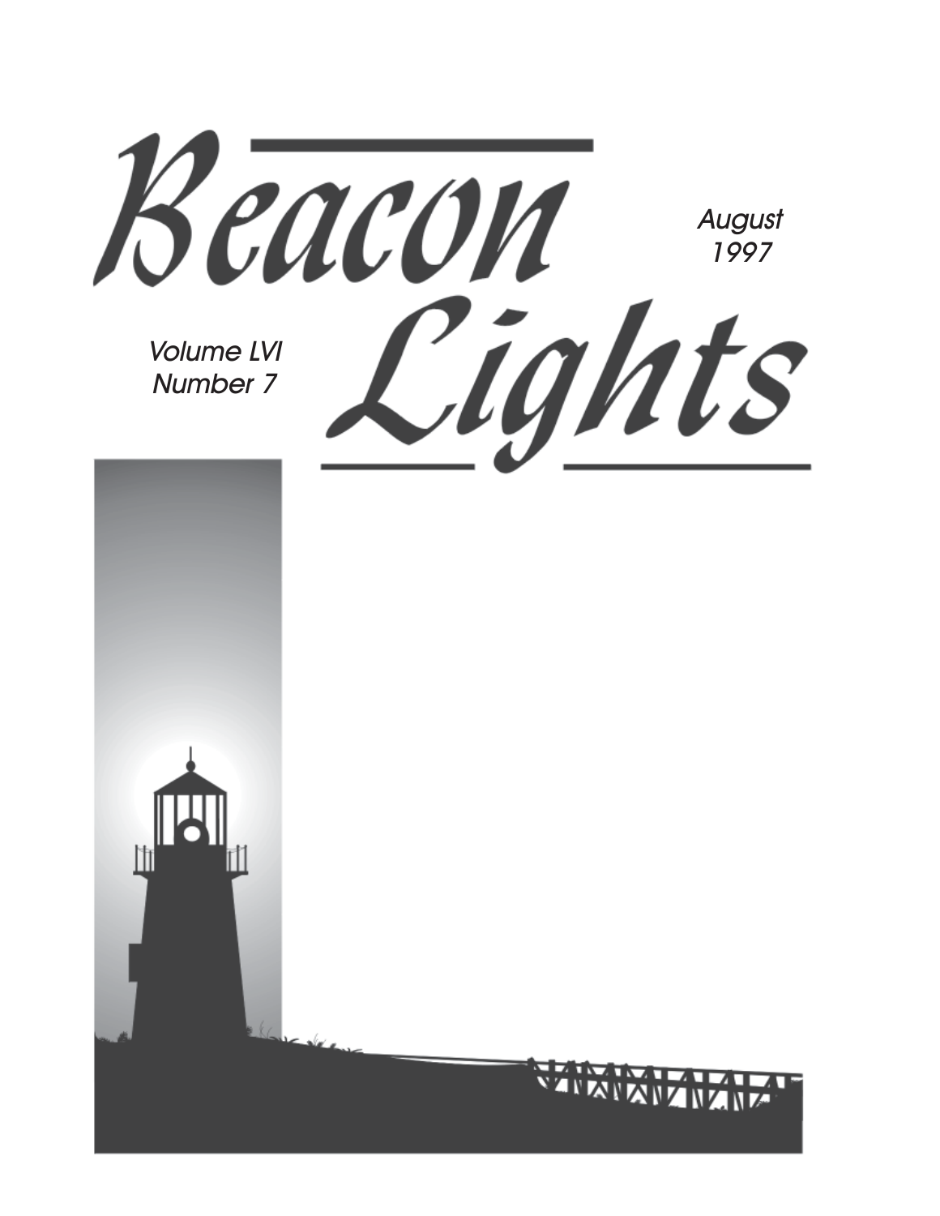# Beacon Lights

August 1997

Volume LVI
Number 7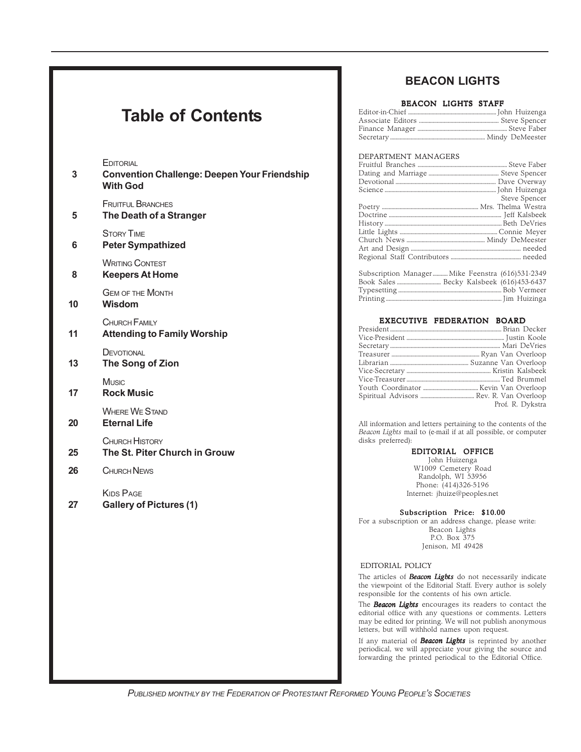# Table of Contents

| | |
|---|---|
| | EDITORIAL |
| 3 | **Convention Challenge: Deepen Your Friendship With God** |
| | FRUITFUL BRANCHES |
| 5 | **The Death of a Stranger** |
| | STORY TIME |
| 6 | **Peter Sympathized** |
| | WRITING CONTEST |
| 8 | **Keepers At Home** |
| | GEM OF THE MONTH |
| 10 | **Wisdom** |
| | CHURCH FAMILY |
| 11 | **Attending to Family Worship** |
| | DEVOTIONAL |
| 13 | **The Song of Zion** |
| | MUSIC |
| 17 | **Rock Music** |
| | WHERE WE STAND |
| 20 | **Eternal Life** |
| | CHURCH HISTORY |
| 25 | **The St. Piter Church in Grouw** |
| 26 | CHURCH NEWS |
| | KIDS PAGE |
| 27 | **Gallery of Pictures (1)** |

## BEACON LIGHTS

### BEACON LIGHTS STAFF

Editor-in-Chief ............ John Huizenga
Associate Editors ............ Steve Spencer
Finance Manager ............ Steve Faber
Secretary ............ Mindy DeMeester

DEPARTMENT MANAGERS

Fruitful Branches ............ Steve Faber
Dating and Marriage ............ Steve Spencer
Devotional ............ Dave Overway
Science ............ John Huizenga, Steve Spencer
Poetry ............ Mrs. Thelma Westra
Doctrine ............ Jeff Kalsbeek
History ............ Beth DeVries
Little Lights ............ Connie Meyer
Church News ............ Mindy DeMeester
Art and Design ............ needed
Regional Staff Contributors ............ needed

Subscription Manager ............ Mike Feenstra (616)531-2349
Book Sales ............ Becky Kalsbeek (616)453-6437
Typesetting ............ Bob Vermeer
Printing ............ Jim Huizinga

### EXECUTIVE FEDERATION BOARD

President ............ Brian Decker
Vice-President ............ Justin Koole
Secretary ............ Mari DeVries
Treasurer ............ Ryan Van Overloop
Librarian ............ Suzanne Van Overloop
Vice-Secretary ............ Kristin Kalsbeek
Vice-Treasurer ............ Ted Brummel
Youth Coordinator ............ Kevin Van Overloop
Spiritual Advisors ............ Rev. R. Van Overloop, Prof. R. Dykstra

All information and letters pertaining to the contents of the *Beacon Lights* mail to (e-mail if at all possible, or computer disks preferred):

**EDITORIAL OFFICE**
John Huizenga
W1009 Cemetery Road
Randolph, WI 53956
Phone: (414)326-5196
Internet: jhuize@peoples.net

**Subscription Price: $10.00**
For a subscription or an address change, please write:
Beacon Lights
P.O. Box 375
Jenison, MI 49428

EDITORIAL POLICY

The articles of ***Beacon Lights*** do not necessarily indicate the viewpoint of the Editorial Staff. Every author is solely responsible for the contents of his own article.

The ***Beacon Lights*** encourages its readers to contact the editorial office with any questions or comments. Letters may be edited for printing. We will not publish anonymous letters, but will withhold names upon request.

If any material of ***Beacon Lights*** is reprinted by another periodical, we will appreciate your giving the source and forwarding the printed periodical to the Editorial Office.

*PUBLISHED MONTHLY BY THE FEDERATION OF PROTESTANT REFORMED YOUNG PEOPLE'S SOCIETIES*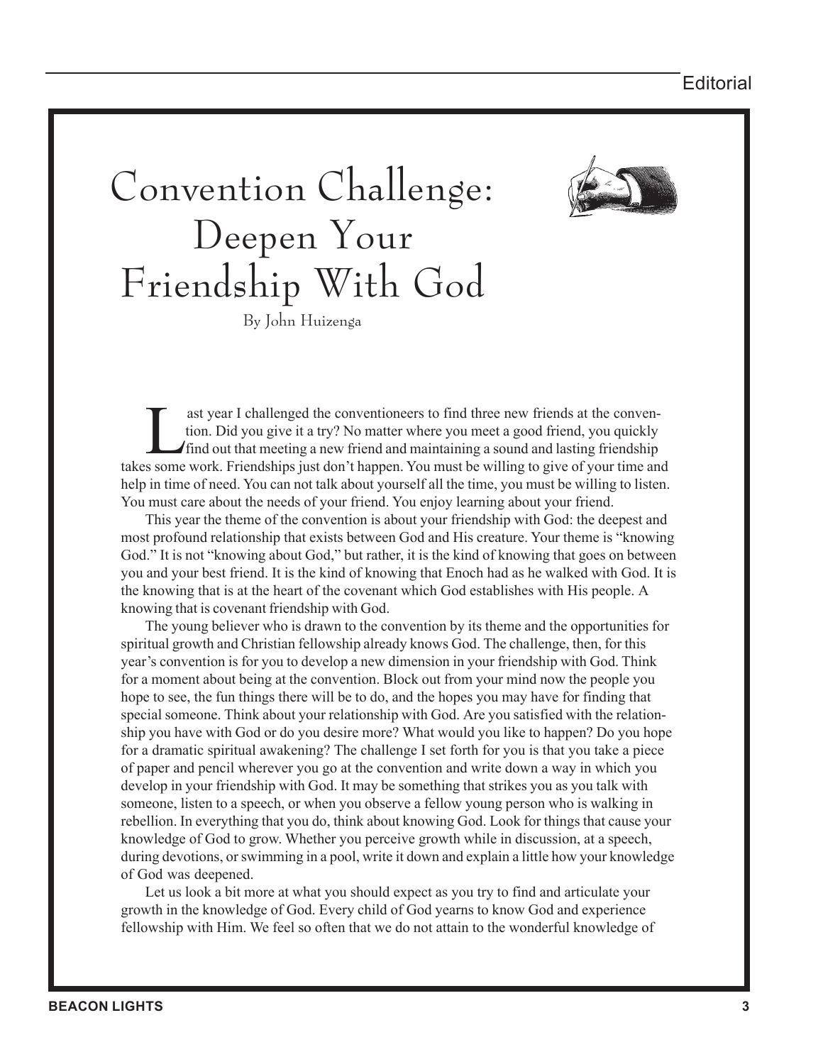# Convention Challenge: Deepen Your Friendship With God

By John Huizenga

Last year I challenged the conventioneers to find three new friends at the convention. Did you give it a try? No matter where you meet a good friend, you quickly find out that meeting a new friend and maintaining a sound and lasting friendship takes some work. Friendships just don't happen. You must be willing to give of your time and help in time of need. You can not talk about yourself all the time, you must be willing to listen. You must care about the needs of your friend. You enjoy learning about your friend.

This year the theme of the convention is about your friendship with God: the deepest and most profound relationship that exists between God and His creature. Your theme is "knowing God." It is not "knowing about God," but rather, it is the kind of knowing that goes on between you and your best friend. It is the kind of knowing that Enoch had as he walked with God. It is the knowing that is at the heart of the covenant which God establishes with His people. A knowing that is covenant friendship with God.

The young believer who is drawn to the convention by its theme and the opportunities for spiritual growth and Christian fellowship already knows God. The challenge, then, for this year's convention is for you to develop a new dimension in your friendship with God. Think for a moment about being at the convention. Block out from your mind now the people you hope to see, the fun things there will be to do, and the hopes you may have for finding that special someone. Think about your relationship with God. Are you satisfied with the relationship you have with God or do you desire more? What would you like to happen? Do you hope for a dramatic spiritual awakening? The challenge I set forth for you is that you take a piece of paper and pencil wherever you go at the convention and write down a way in which you develop in your friendship with God. It may be something that strikes you as you talk with someone, listen to a speech, or when you observe a fellow young person who is walking in rebellion. In everything that you do, think about knowing God. Look for things that cause your knowledge of God to grow. Whether you perceive growth while in discussion, at a speech, during devotions, or swimming in a pool, write it down and explain a little how your knowledge of God was deepened.

Let us look a bit more at what you should expect as you try to find and articulate your growth in the knowledge of God. Every child of God yearns to know God and experience fellowship with Him. We feel so often that we do not attain to the wonderful knowledge of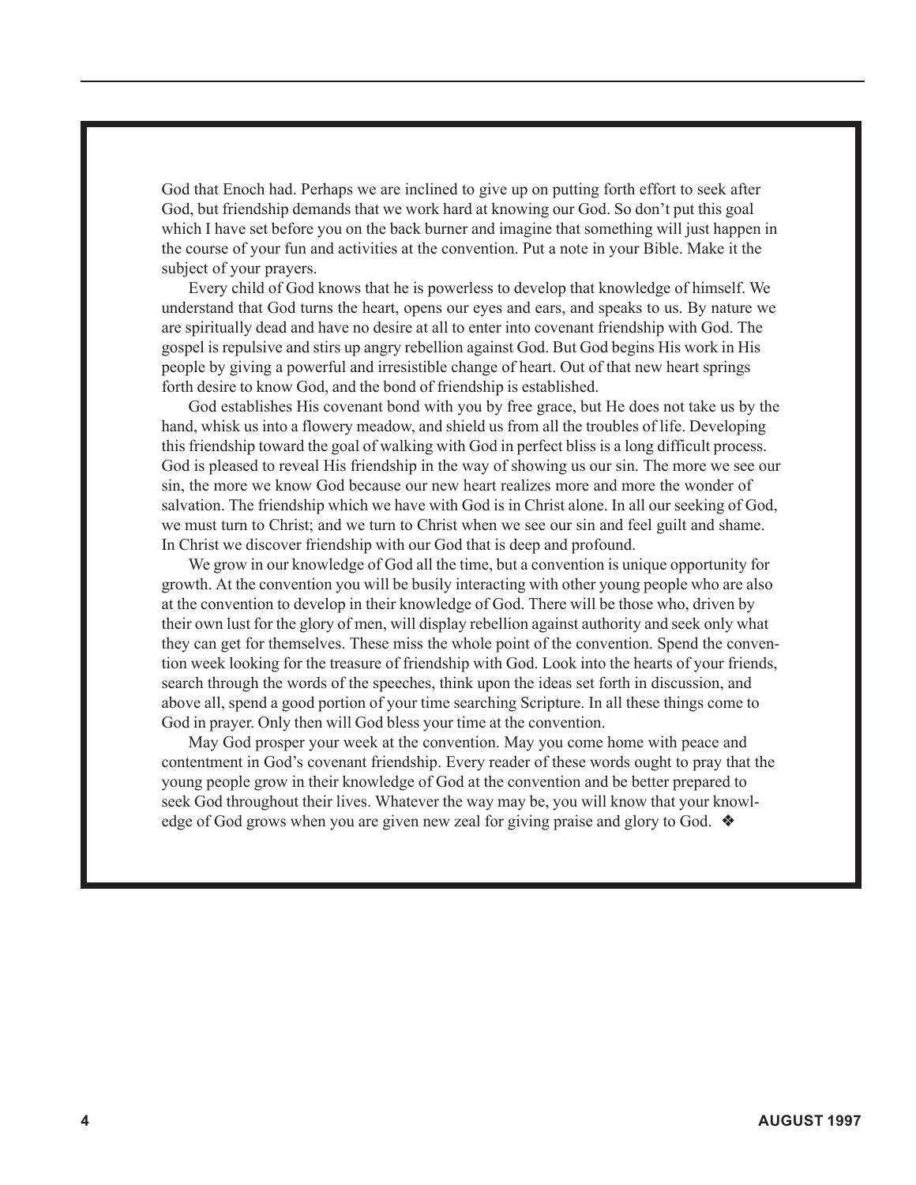God that Enoch had. Perhaps we are inclined to give up on putting forth effort to seek after God, but friendship demands that we work hard at knowing our God. So don't put this goal which I have set before you on the back burner and imagine that something will just happen in the course of your fun and activities at the convention. Put a note in your Bible. Make it the subject of your prayers.

Every child of God knows that he is powerless to develop that knowledge of himself. We understand that God turns the heart, opens our eyes and ears, and speaks to us. By nature we are spiritually dead and have no desire at all to enter into covenant friendship with God. The gospel is repulsive and stirs up angry rebellion against God. But God begins His work in His people by giving a powerful and irresistible change of heart. Out of that new heart springs forth desire to know God, and the bond of friendship is established.

God establishes His covenant bond with you by free grace, but He does not take us by the hand, whisk us into a flowery meadow, and shield us from all the troubles of life. Developing this friendship toward the goal of walking with God in perfect bliss is a long difficult process. God is pleased to reveal His friendship in the way of showing us our sin. The more we see our sin, the more we know God because our new heart realizes more and more the wonder of salvation. The friendship which we have with God is in Christ alone. In all our seeking of God, we must turn to Christ; and we turn to Christ when we see our sin and feel guilt and shame. In Christ we discover friendship with our God that is deep and profound.

We grow in our knowledge of God all the time, but a convention is unique opportunity for growth. At the convention you will be busily interacting with other young people who are also at the convention to develop in their knowledge of God. There will be those who, driven by their own lust for the glory of men, will display rebellion against authority and seek only what they can get for themselves. These miss the whole point of the convention. Spend the convention week looking for the treasure of friendship with God. Look into the hearts of your friends, search through the words of the speeches, think upon the ideas set forth in discussion, and above all, spend a good portion of your time searching Scripture. In all these things come to God in prayer. Only then will God bless your time at the convention.

May God prosper your week at the convention. May you come home with peace and contentment in God's covenant friendship. Every reader of these words ought to pray that the young people grow in their knowledge of God at the convention and be better prepared to seek God throughout their lives. Whatever the way may be, you will know that your knowledge of God grows when you are given new zeal for giving praise and glory to God. ❖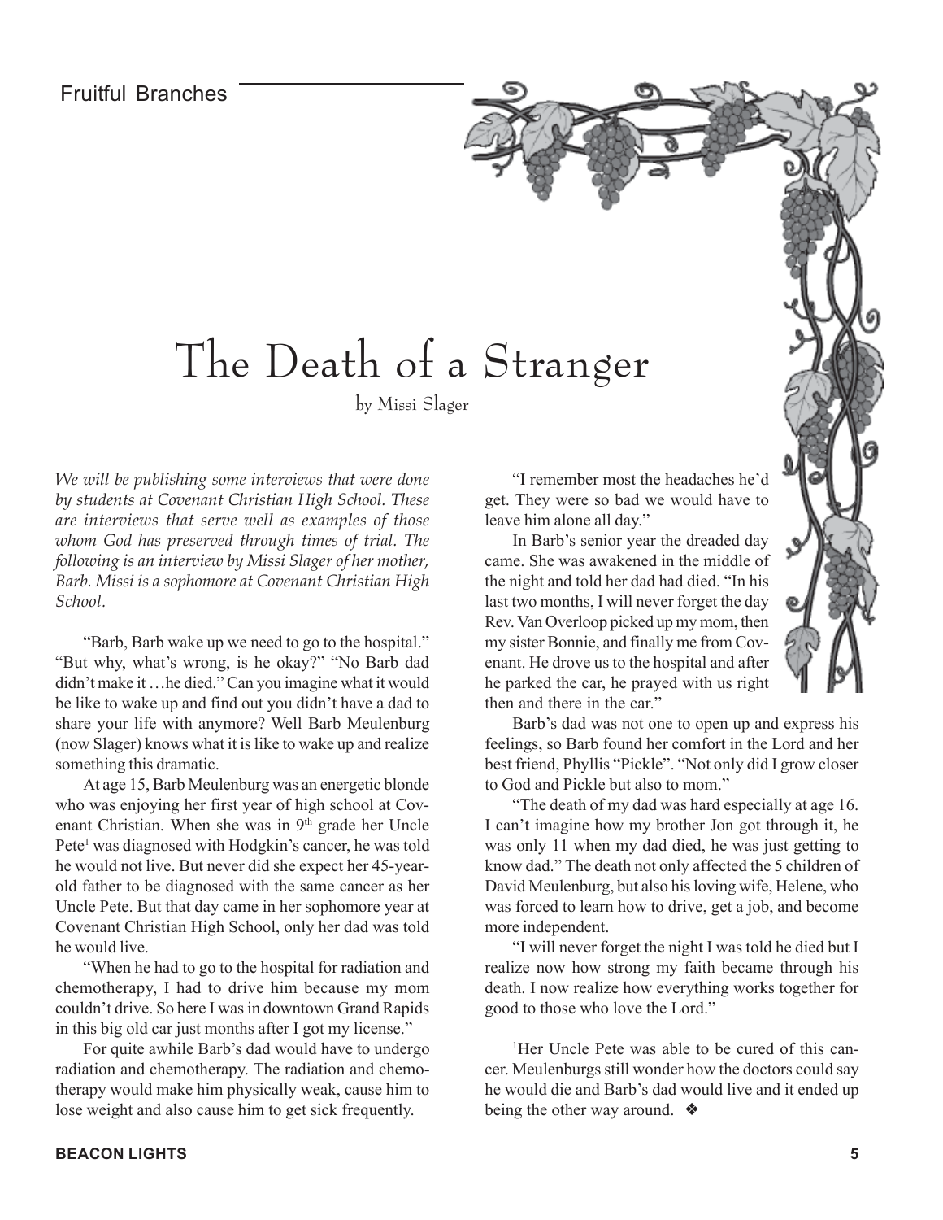Fruitful Branches

# The Death of a Stranger

by Missi Slager

*We will be publishing some interviews that were done by students at Covenant Christian High School. These are interviews that serve well as examples of those whom God has preserved through times of trial. The following is an interview by Missi Slager of her mother, Barb. Missi is a sophomore at Covenant Christian High School.*

"Barb, Barb wake up we need to go to the hospital." "But why, what's wrong, is he okay?" "No Barb dad didn't make it …he died." Can you imagine what it would be like to wake up and find out you didn't have a dad to share your life with anymore? Well Barb Meulenburg (now Slager) knows what it is like to wake up and realize something this dramatic.

At age 15, Barb Meulenburg was an energetic blonde who was enjoying her first year of high school at Covenant Christian. When she was in 9th grade her Uncle Pete[1] was diagnosed with Hodgkin's cancer, he was told he would not live. But never did she expect her 45-year-old father to be diagnosed with the same cancer as her Uncle Pete. But that day came in her sophomore year at Covenant Christian High School, only her dad was told he would live.

"When he had to go to the hospital for radiation and chemotherapy, I had to drive him because my mom couldn't drive. So here I was in downtown Grand Rapids in this big old car just months after I got my license."

For quite awhile Barb's dad would have to undergo radiation and chemotherapy. The radiation and chemotherapy would make him physically weak, cause him to lose weight and also cause him to get sick frequently.

"I remember most the headaches he'd get. They were so bad we would have to leave him alone all day."

In Barb's senior year the dreaded day came. She was awakened in the middle of the night and told her dad had died. "In his last two months, I will never forget the day Rev. Van Overloop picked up my mom, then my sister Bonnie, and finally me from Covenant. He drove us to the hospital and after he parked the car, he prayed with us right then and there in the car."

Barb's dad was not one to open up and express his feelings, so Barb found her comfort in the Lord and her best friend, Phyllis "Pickle". "Not only did I grow closer to God and Pickle but also to mom."

"The death of my dad was hard especially at age 16. I can't imagine how my brother Jon got through it, he was only 11 when my dad died, he was just getting to know dad." The death not only affected the 5 children of David Meulenburg, but also his loving wife, Helene, who was forced to learn how to drive, get a job, and become more independent.

"I will never forget the night I was told he died but I realize now how strong my faith became through his death. I now realize how everything works together for good to those who love the Lord."

[1]Her Uncle Pete was able to be cured of this cancer. Meulenburgs still wonder how the doctors could say he would die and Barb's dad would live and it ended up being the other way around. ❖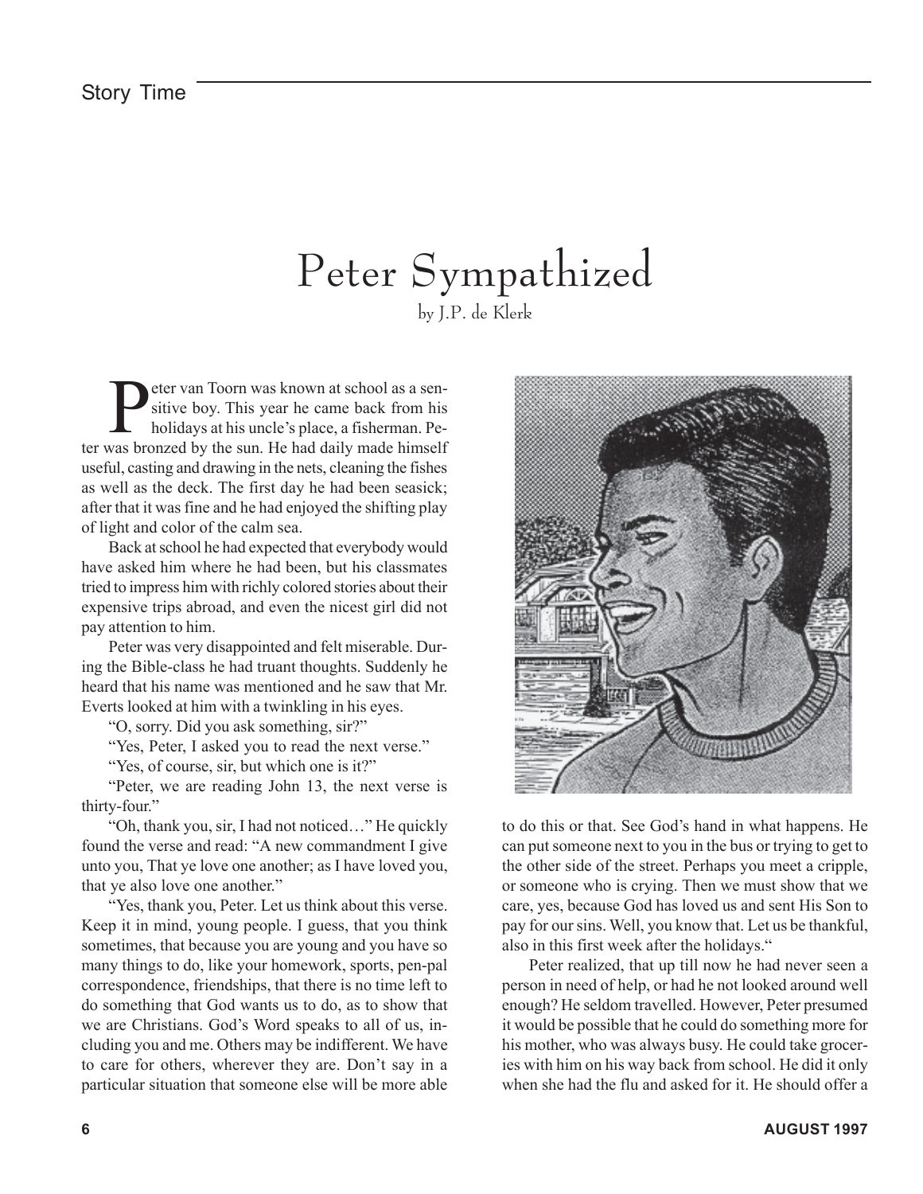# Peter Sympathized

by J.P. de Klerk

Peter van Toorn was known at school as a sensitive boy. This year he came back from his holidays at his uncle's place, a fisherman. Peter was bronzed by the sun. He had daily made himself useful, casting and drawing in the nets, cleaning the fishes as well as the deck. The first day he had been seasick; after that it was fine and he had enjoyed the shifting play of light and color of the calm sea.

Back at school he had expected that everybody would have asked him where he had been, but his classmates tried to impress him with richly colored stories about their expensive trips abroad, and even the nicest girl did not pay attention to him.

Peter was very disappointed and felt miserable. During the Bible-class he had truant thoughts. Suddenly he heard that his name was mentioned and he saw that Mr. Everts looked at him with a twinkling in his eyes.

"O, sorry. Did you ask something, sir?"

"Yes, Peter, I asked you to read the next verse."

"Yes, of course, sir, but which one is it?"

"Peter, we are reading John 13, the next verse is thirty-four."

"Oh, thank you, sir, I had not noticed…" He quickly found the verse and read: "A new commandment I give unto you, That ye love one another; as I have loved you, that ye also love one another."

"Yes, thank you, Peter. Let us think about this verse. Keep it in mind, young people. I guess, that you think sometimes, that because you are young and you have so many things to do, like your homework, sports, pen-pal correspondence, friendships, that there is no time left to do something that God wants us to do, as to show that we are Christians. God's Word speaks to all of us, including you and me. Others may be indifferent. We have to care for others, wherever they are. Don't say in a particular situation that someone else will be more able to do this or that. See God's hand in what happens. He can put someone next to you in the bus or trying to get to the other side of the street. Perhaps you meet a cripple, or someone who is crying. Then we must show that we care, yes, because God has loved us and sent His Son to pay for our sins. Well, you know that. Let us be thankful, also in this first week after the holidays."

Peter realized, that up till now he had never seen a person in need of help, or had he not looked around well enough? He seldom travelled. However, Peter presumed it would be possible that he could do something more for his mother, who was always busy. He could take groceries with him on his way back from school. He did it only when she had the flu and asked for it. He should offer a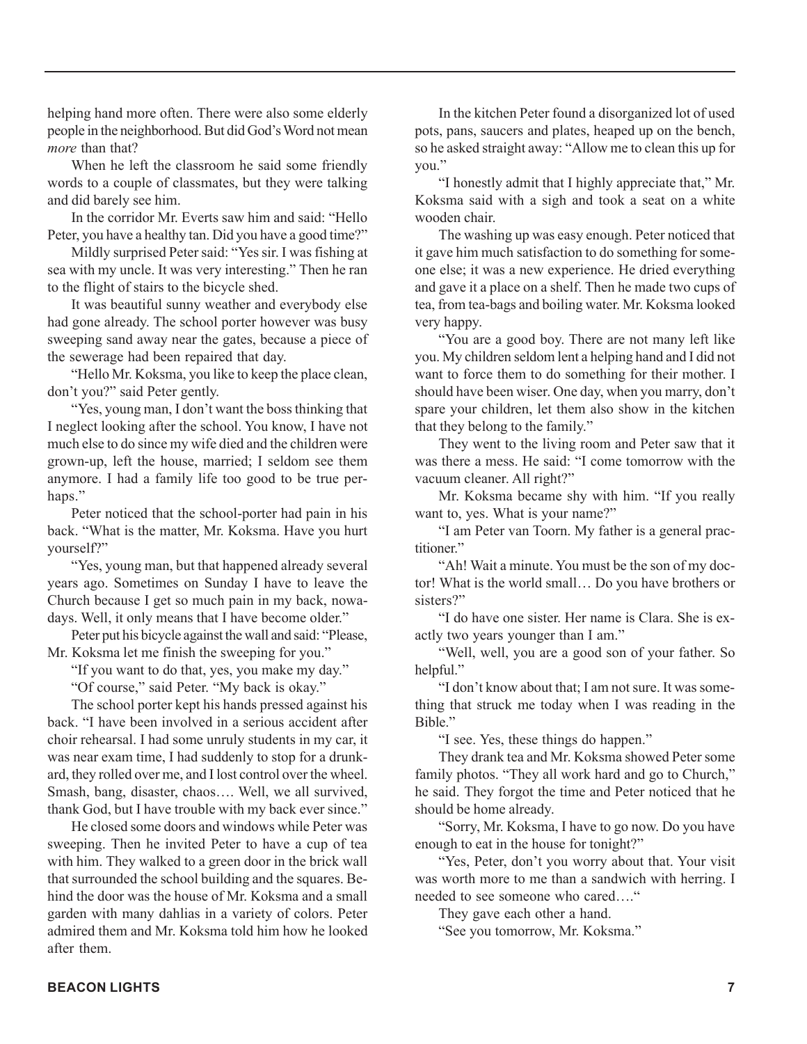helping hand more often. There were also some elderly people in the neighborhood. But did God's Word not mean *more* than that?

When he left the classroom he said some friendly words to a couple of classmates, but they were talking and did barely see him.

In the corridor Mr. Everts saw him and said: "Hello Peter, you have a healthy tan. Did you have a good time?"

Mildly surprised Peter said: "Yes sir. I was fishing at sea with my uncle. It was very interesting." Then he ran to the flight of stairs to the bicycle shed.

It was beautiful sunny weather and everybody else had gone already. The school porter however was busy sweeping sand away near the gates, because a piece of the sewerage had been repaired that day.

"Hello Mr. Koksma, you like to keep the place clean, don't you?" said Peter gently.

"Yes, young man, I don't want the boss thinking that I neglect looking after the school. You know, I have not much else to do since my wife died and the children were grown-up, left the house, married; I seldom see them anymore. I had a family life too good to be true perhaps."

Peter noticed that the school-porter had pain in his back. "What is the matter, Mr. Koksma. Have you hurt yourself?"

"Yes, young man, but that happened already several years ago. Sometimes on Sunday I have to leave the Church because I get so much pain in my back, nowadays. Well, it only means that I have become older."

Peter put his bicycle against the wall and said: "Please, Mr. Koksma let me finish the sweeping for you."

"If you want to do that, yes, you make my day."

"Of course," said Peter. "My back is okay."

The school porter kept his hands pressed against his back. "I have been involved in a serious accident after choir rehearsal. I had some unruly students in my car, it was near exam time, I had suddenly to stop for a drunkard, they rolled over me, and I lost control over the wheel. Smash, bang, disaster, chaos…. Well, we all survived, thank God, but I have trouble with my back ever since."

He closed some doors and windows while Peter was sweeping. Then he invited Peter to have a cup of tea with him. They walked to a green door in the brick wall that surrounded the school building and the squares. Behind the door was the house of Mr. Koksma and a small garden with many dahlias in a variety of colors. Peter admired them and Mr. Koksma told him how he looked after them.

In the kitchen Peter found a disorganized lot of used pots, pans, saucers and plates, heaped up on the bench, so he asked straight away: "Allow me to clean this up for you."

"I honestly admit that I highly appreciate that," Mr. Koksma said with a sigh and took a seat on a white wooden chair.

The washing up was easy enough. Peter noticed that it gave him much satisfaction to do something for someone else; it was a new experience. He dried everything and gave it a place on a shelf. Then he made two cups of tea, from tea-bags and boiling water. Mr. Koksma looked very happy.

"You are a good boy. There are not many left like you. My children seldom lent a helping hand and I did not want to force them to do something for their mother. I should have been wiser. One day, when you marry, don't spare your children, let them also show in the kitchen that they belong to the family."

They went to the living room and Peter saw that it was there a mess. He said: "I come tomorrow with the vacuum cleaner. All right?"

Mr. Koksma became shy with him. "If you really want to, yes. What is your name?"

"I am Peter van Toorn. My father is a general practitioner."

"Ah! Wait a minute. You must be the son of my doctor! What is the world small… Do you have brothers or sisters?"

"I do have one sister. Her name is Clara. She is exactly two years younger than I am."

"Well, well, you are a good son of your father. So helpful."

"I don't know about that; I am not sure. It was something that struck me today when I was reading in the Bible."

"I see. Yes, these things do happen."

They drank tea and Mr. Koksma showed Peter some family photos. "They all work hard and go to Church," he said. They forgot the time and Peter noticed that he should be home already.

"Sorry, Mr. Koksma, I have to go now. Do you have enough to eat in the house for tonight?"

"Yes, Peter, don't you worry about that. Your visit was worth more to me than a sandwich with herring. I needed to see someone who cared…."

They gave each other a hand.

"See you tomorrow, Mr. Koksma."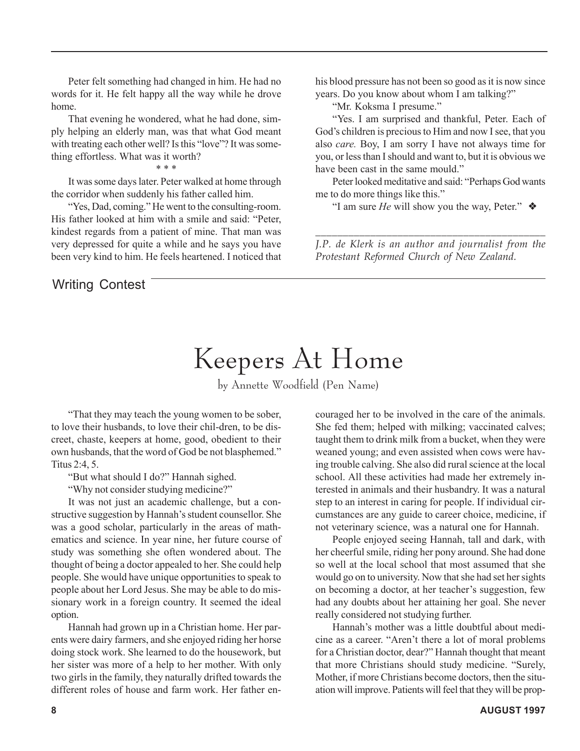Peter felt something had changed in him. He had no words for it. He felt happy all the way while he drove home.

That evening he wondered, what he had done, simply helping an elderly man, was that what God meant with treating each other well? Is this "love"? It was something effortless. What was it worth?

\* \* \*

It was some days later. Peter walked at home through the corridor when suddenly his father called him.

"Yes, Dad, coming." He went to the consulting-room. His father looked at him with a smile and said: "Peter, kindest regards from a patient of mine. That man was very depressed for quite a while and he says you have been very kind to him. He feels heartened. I noticed that his blood pressure has not been so good as it is now since years. Do you know about whom I am talking?"

"Mr. Koksma I presume."

"Yes. I am surprised and thankful, Peter. Each of God's children is precious to Him and now I see, that you also *care.* Boy, I am sorry I have not always time for you, or less than I should and want to, but it is obvious we have been cast in the same mould."

Peter looked meditative and said: "Perhaps God wants me to do more things like this."

"I am sure *He* will show you the way, Peter." ❖

---

*J.P. de Klerk is an author and journalist from the Protestant Reformed Church of New Zealand.*

Writing Contest

# Keepers At Home

by Annette Woodfield (Pen Name)

"That they may teach the young women to be sober, to love their husbands, to love their chil-dren, to be discreet, chaste, keepers at home, good, obedient to their own husbands, that the word of God be not blasphemed." Titus 2:4, 5.

"But what should I do?" Hannah sighed.

"Why not consider studying medicine?"

It was not just an academic challenge, but a constructive suggestion by Hannah's student counsellor. She was a good scholar, particularly in the areas of mathematics and science. In year nine, her future course of study was something she often wondered about. The thought of being a doctor appealed to her. She could help people. She would have unique opportunities to speak to people about her Lord Jesus. She may be able to do missionary work in a foreign country. It seemed the ideal option.

Hannah had grown up in a Christian home. Her parents were dairy farmers, and she enjoyed riding her horse doing stock work. She learned to do the housework, but her sister was more of a help to her mother. With only two girls in the family, they naturally drifted towards the different roles of house and farm work. Her father encouraged her to be involved in the care of the animals. She fed them; helped with milking; vaccinated calves; taught them to drink milk from a bucket, when they were weaned young; and even assisted when cows were having trouble calving. She also did rural science at the local school. All these activities had made her extremely interested in animals and their husbandry. It was a natural step to an interest in caring for people. If individual circumstances are any guide to career choice, medicine, if not veterinary science, was a natural one for Hannah.

People enjoyed seeing Hannah, tall and dark, with her cheerful smile, riding her pony around. She had done so well at the local school that most assumed that she would go on to university. Now that she had set her sights on becoming a doctor, at her teacher's suggestion, few had any doubts about her attaining her goal. She never really considered not studying further.

Hannah's mother was a little doubtful about medicine as a career. "Aren't there a lot of moral problems for a Christian doctor, dear?" Hannah thought that meant that more Christians should study medicine. "Surely, Mother, if more Christians become doctors, then the situation will improve. Patients will feel that they will be prop-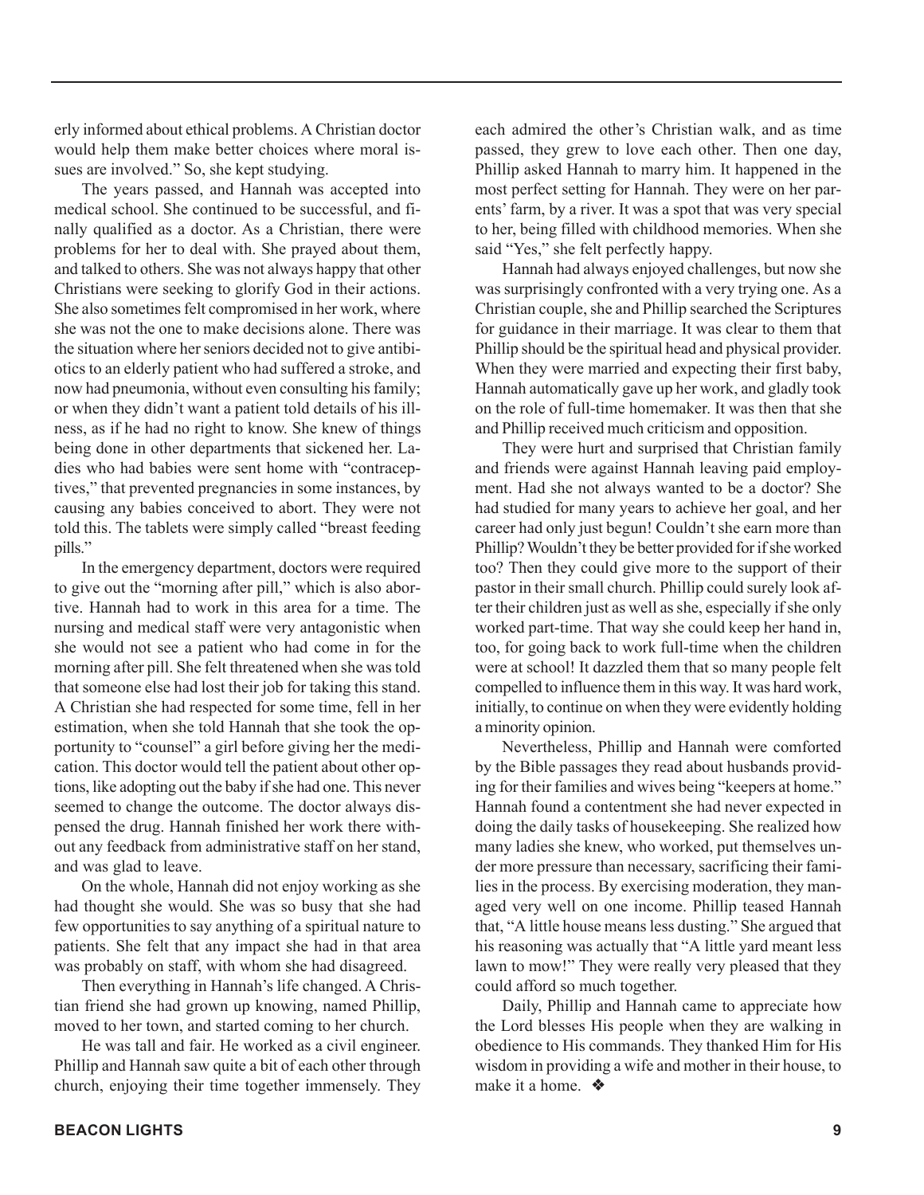erly informed about ethical problems. A Christian doctor would help them make better choices where moral issues are involved." So, she kept studying.

The years passed, and Hannah was accepted into medical school. She continued to be successful, and finally qualified as a doctor. As a Christian, there were problems for her to deal with. She prayed about them, and talked to others. She was not always happy that other Christians were seeking to glorify God in their actions. She also sometimes felt compromised in her work, where she was not the one to make decisions alone. There was the situation where her seniors decided not to give antibiotics to an elderly patient who had suffered a stroke, and now had pneumonia, without even consulting his family; or when they didn't want a patient told details of his illness, as if he had no right to know. She knew of things being done in other departments that sickened her. Ladies who had babies were sent home with "contraceptives," that prevented pregnancies in some instances, by causing any babies conceived to abort. They were not told this. The tablets were simply called "breast feeding pills."

In the emergency department, doctors were required to give out the "morning after pill," which is also abortive. Hannah had to work in this area for a time. The nursing and medical staff were very antagonistic when she would not see a patient who had come in for the morning after pill. She felt threatened when she was told that someone else had lost their job for taking this stand. A Christian she had respected for some time, fell in her estimation, when she told Hannah that she took the opportunity to "counsel" a girl before giving her the medication. This doctor would tell the patient about other options, like adopting out the baby if she had one. This never seemed to change the outcome. The doctor always dispensed the drug. Hannah finished her work there without any feedback from administrative staff on her stand, and was glad to leave.

On the whole, Hannah did not enjoy working as she had thought she would. She was so busy that she had few opportunities to say anything of a spiritual nature to patients. She felt that any impact she had in that area was probably on staff, with whom she had disagreed.

Then everything in Hannah's life changed. A Christian friend she had grown up knowing, named Phillip, moved to her town, and started coming to her church.

He was tall and fair. He worked as a civil engineer. Phillip and Hannah saw quite a bit of each other through church, enjoying their time together immensely. They each admired the other's Christian walk, and as time passed, they grew to love each other. Then one day, Phillip asked Hannah to marry him. It happened in the most perfect setting for Hannah. They were on her parents' farm, by a river. It was a spot that was very special to her, being filled with childhood memories. When she said "Yes," she felt perfectly happy.

Hannah had always enjoyed challenges, but now she was surprisingly confronted with a very trying one. As a Christian couple, she and Phillip searched the Scriptures for guidance in their marriage. It was clear to them that Phillip should be the spiritual head and physical provider. When they were married and expecting their first baby, Hannah automatically gave up her work, and gladly took on the role of full-time homemaker. It was then that she and Phillip received much criticism and opposition.

They were hurt and surprised that Christian family and friends were against Hannah leaving paid employment. Had she not always wanted to be a doctor? She had studied for many years to achieve her goal, and her career had only just begun! Couldn't she earn more than Phillip? Wouldn't they be better provided for if she worked too? Then they could give more to the support of their pastor in their small church. Phillip could surely look after their children just as well as she, especially if she only worked part-time. That way she could keep her hand in, too, for going back to work full-time when the children were at school! It dazzled them that so many people felt compelled to influence them in this way. It was hard work, initially, to continue on when they were evidently holding a minority opinion.

Nevertheless, Phillip and Hannah were comforted by the Bible passages they read about husbands providing for their families and wives being "keepers at home." Hannah found a contentment she had never expected in doing the daily tasks of housekeeping. She realized how many ladies she knew, who worked, put themselves under more pressure than necessary, sacrificing their families in the process. By exercising moderation, they managed very well on one income. Phillip teased Hannah that, "A little house means less dusting." She argued that his reasoning was actually that "A little yard meant less lawn to mow!" They were really very pleased that they could afford so much together.

Daily, Phillip and Hannah came to appreciate how the Lord blesses His people when they are walking in obedience to His commands. They thanked Him for His wisdom in providing a wife and mother in their house, to make it a home. ❖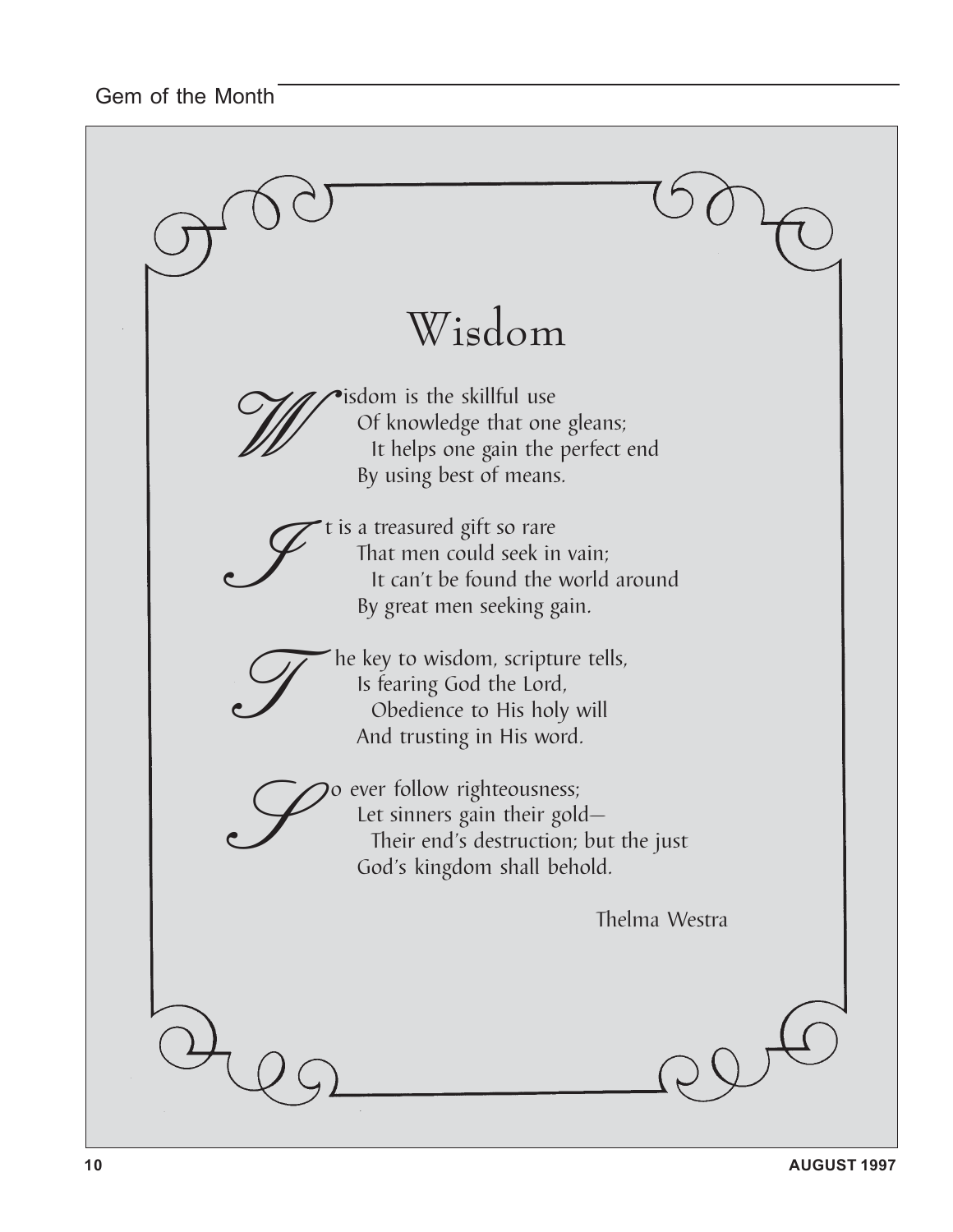# Wisdom

Wisdom is the skillful use  
Of knowledge that one gleans;  
It helps one gain the perfect end  
By using best of means.

It is a treasured gift so rare  
That men could seek in vain;  
It can't be found the world around  
By great men seeking gain.

The key to wisdom, scripture tells,  
Is fearing God the Lord,  
Obedience to His holy will  
And trusting in His word.

So ever follow righteousness;  
Let sinners gain their gold—  
Their end's destruction; but the just  
God's kingdom shall behold.

Thelma Westra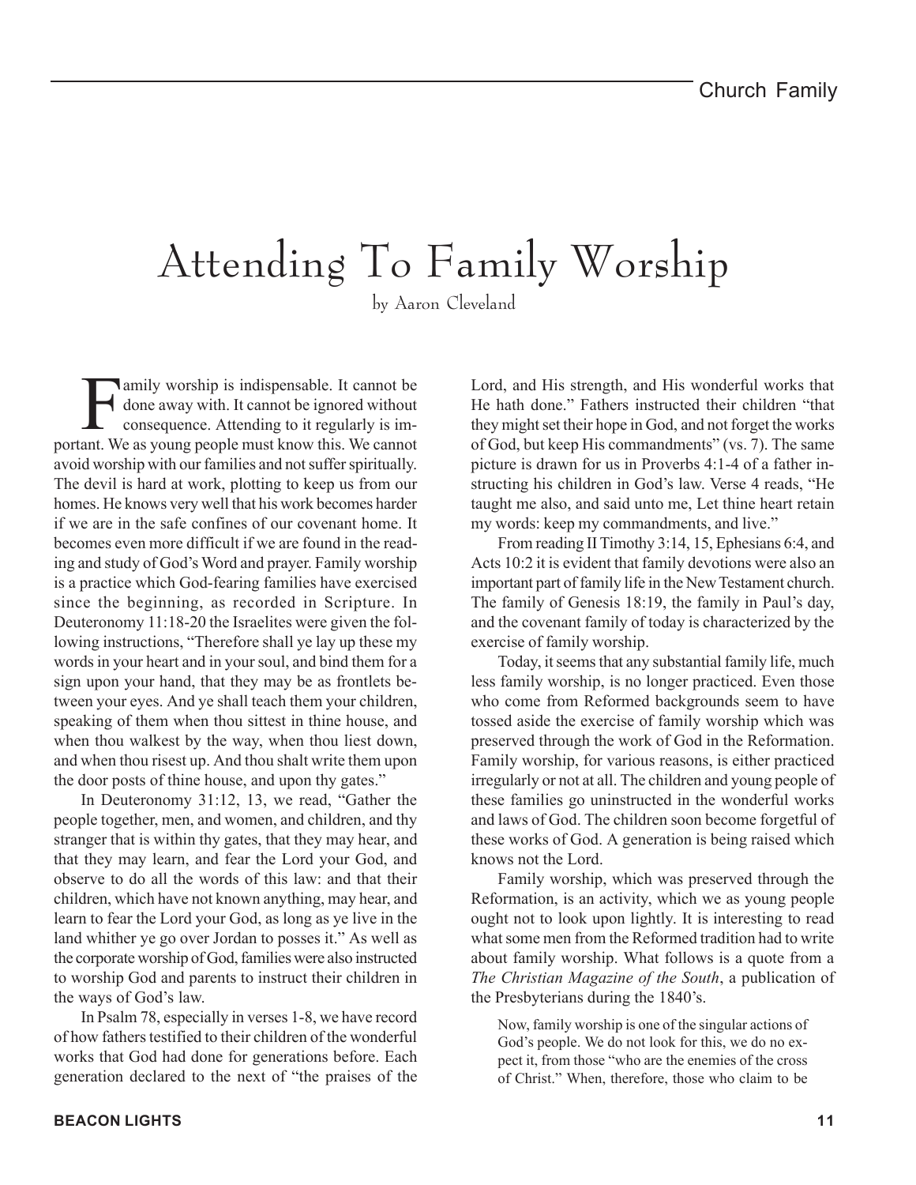# Attending To Family Worship

by Aaron Cleveland

Family worship is indispensable. It cannot be done away with. It cannot be ignored without consequence. Attending to it regularly is important. We as young people must know this. We cannot avoid worship with our families and not suffer spiritually. The devil is hard at work, plotting to keep us from our homes. He knows very well that his work becomes harder if we are in the safe confines of our covenant home. It becomes even more difficult if we are found in the reading and study of God's Word and prayer. Family worship is a practice which God-fearing families have exercised since the beginning, as recorded in Scripture. In Deuteronomy 11:18-20 the Israelites were given the following instructions, "Therefore shall ye lay up these my words in your heart and in your soul, and bind them for a sign upon your hand, that they may be as frontlets between your eyes. And ye shall teach them your children, speaking of them when thou sittest in thine house, and when thou walkest by the way, when thou liest down, and when thou risest up. And thou shalt write them upon the door posts of thine house, and upon thy gates."

In Deuteronomy 31:12, 13, we read, "Gather the people together, men, and women, and children, and thy stranger that is within thy gates, that they may hear, and that they may learn, and fear the Lord your God, and observe to do all the words of this law: and that their children, which have not known anything, may hear, and learn to fear the Lord your God, as long as ye live in the land whither ye go over Jordan to posses it." As well as the corporate worship of God, families were also instructed to worship God and parents to instruct their children in the ways of God's law.

In Psalm 78, especially in verses 1-8, we have record of how fathers testified to their children of the wonderful works that God had done for generations before. Each generation declared to the next of "the praises of the Lord, and His strength, and His wonderful works that He hath done." Fathers instructed their children "that they might set their hope in God, and not forget the works of God, but keep His commandments" (vs. 7). The same picture is drawn for us in Proverbs 4:1-4 of a father instructing his children in God's law. Verse 4 reads, "He taught me also, and said unto me, Let thine heart retain my words: keep my commandments, and live."

From reading II Timothy 3:14, 15, Ephesians 6:4, and Acts 10:2 it is evident that family devotions were also an important part of family life in the New Testament church. The family of Genesis 18:19, the family in Paul's day, and the covenant family of today is characterized by the exercise of family worship.

Today, it seems that any substantial family life, much less family worship, is no longer practiced. Even those who come from Reformed backgrounds seem to have tossed aside the exercise of family worship which was preserved through the work of God in the Reformation. Family worship, for various reasons, is either practiced irregularly or not at all. The children and young people of these families go uninstructed in the wonderful works and laws of God. The children soon become forgetful of these works of God. A generation is being raised which knows not the Lord.

Family worship, which was preserved through the Reformation, is an activity, which we as young people ought not to look upon lightly. It is interesting to read what some men from the Reformed tradition had to write about family worship. What follows is a quote from a *The Christian Magazine of the South*, a publication of the Presbyterians during the 1840's.

> Now, family worship is one of the singular actions of God's people. We do not look for this, we do no expect it, from those "who are the enemies of the cross of Christ." When, therefore, those who claim to be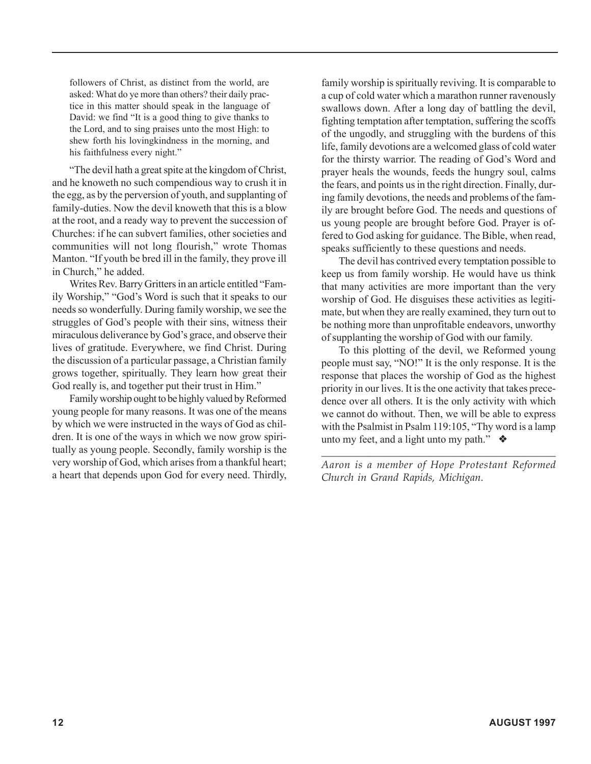> followers of Christ, as distinct from the world, are asked: What do ye more than others? their daily practice in this matter should speak in the language of David: we find "It is a good thing to give thanks to the Lord, and to sing praises unto the most High: to shew forth his lovingkindness in the morning, and his faithfulness every night."

"The devil hath a great spite at the kingdom of Christ, and he knoweth no such compendious way to crush it in the egg, as by the perversion of youth, and supplanting of family-duties. Now the devil knoweth that this is a blow at the root, and a ready way to prevent the succession of Churches: if he can subvert families, other societies and communities will not long flourish," wrote Thomas Manton. "If youth be bred ill in the family, they prove ill in Church," he added.

Writes Rev. Barry Gritters in an article entitled "Family Worship," "God's Word is such that it speaks to our needs so wonderfully. During family worship, we see the struggles of God's people with their sins, witness their miraculous deliverance by God's grace, and observe their lives of gratitude. Everywhere, we find Christ. During the discussion of a particular passage, a Christian family grows together, spiritually. They learn how great their God really is, and together put their trust in Him."

Family worship ought to be highly valued by Reformed young people for many reasons. It was one of the means by which we were instructed in the ways of God as children. It is one of the ways in which we now grow spiritually as young people. Secondly, family worship is the very worship of God, which arises from a thankful heart; a heart that depends upon God for every need. Thirdly, family worship is spiritually reviving. It is comparable to a cup of cold water which a marathon runner ravenously swallows down. After a long day of battling the devil, fighting temptation after temptation, suffering the scoffs of the ungodly, and struggling with the burdens of this life, family devotions are a welcomed glass of cold water for the thirsty warrior. The reading of God's Word and prayer heals the wounds, feeds the hungry soul, calms the fears, and points us in the right direction. Finally, during family devotions, the needs and problems of the family are brought before God. The needs and questions of us young people are brought before God. Prayer is offered to God asking for guidance. The Bible, when read, speaks sufficiently to these questions and needs.

The devil has contrived every temptation possible to keep us from family worship. He would have us think that many activities are more important than the very worship of God. He disguises these activities as legitimate, but when they are really examined, they turn out to be nothing more than unprofitable endeavors, unworthy of supplanting the worship of God with our family.

To this plotting of the devil, we Reformed young people must say, "NO!" It is the only response. It is the response that places the worship of God as the highest priority in our lives. It is the one activity that takes precedence over all others. It is the only activity with which we cannot do without. Then, we will be able to express with the Psalmist in Psalm 119:105, "Thy word is a lamp unto my feet, and a light unto my path." ❖

---

*Aaron is a member of Hope Protestant Reformed Church in Grand Rapids, Michigan.*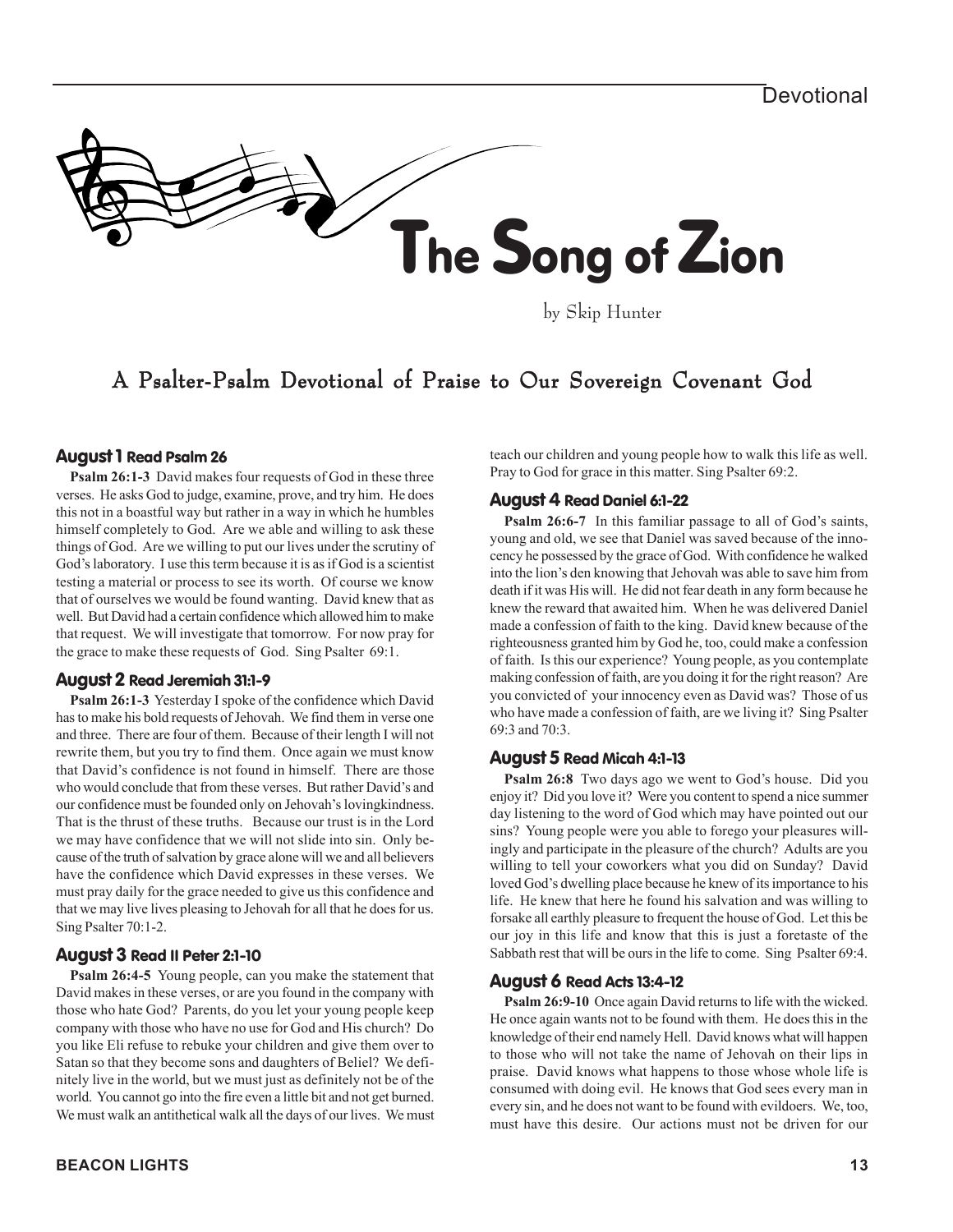# The Song of Zion

by Skip Hunter

## A Psalter-Psalm Devotional of Praise to Our Sovereign Covenant God

### August 1 Read Psalm 26

**Psalm 26:1-3** David makes four requests of God in these three verses. He asks God to judge, examine, prove, and try him. He does this not in a boastful way but rather in a way in which he humbles himself completely to God. Are we able and willing to ask these things of God. Are we willing to put our lives under the scrutiny of God's laboratory. I use this term because it is as if God is a scientist testing a material or process to see its worth. Of course we know that of ourselves we would be found wanting. David knew that as well. But David had a certain confidence which allowed him to make that request. We will investigate that tomorrow. For now pray for the grace to make these requests of God. Sing Psalter 69:1.

### August 2 Read Jeremiah 31:1-9

**Psalm 26:1-3** Yesterday I spoke of the confidence which David has to make his bold requests of Jehovah. We find them in verse one and three. There are four of them. Because of their length I will not rewrite them, but you try to find them. Once again we must know that David's confidence is not found in himself. There are those who would conclude that from these verses. But rather David's and our confidence must be founded only on Jehovah's lovingkindness. That is the thrust of these truths. Because our trust is in the Lord we may have confidence that we will not slide into sin. Only because of the truth of salvation by grace alone will we and all believers have the confidence which David expresses in these verses. We must pray daily for the grace needed to give us this confidence and that we may live lives pleasing to Jehovah for all that he does for us. Sing Psalter 70:1-2.

### August 3 Read II Peter 2:1-10

**Psalm 26:4-5** Young people, can you make the statement that David makes in these verses, or are you found in the company with those who hate God? Parents, do you let your young people keep company with those who have no use for God and His church? Do you like Eli refuse to rebuke your children and give them over to Satan so that they become sons and daughters of Belief? We definitely live in the world, but we must just as definitely not be of the world. You cannot go into the fire even a little bit and not get burned. We must walk an antithetical walk all the days of our lives. We must teach our children and young people how to walk this life as well. Pray to God for grace in this matter. Sing Psalter 69:2.

### August 4 Read Daniel 6:1-22

**Psalm 26:6-7** In this familiar passage to all of God's saints, young and old, we see that Daniel was saved because of the innocency he possessed by the grace of God. With confidence he walked into the lion's den knowing that Jehovah was able to save him from death if it was His will. He did not fear death in any form because he knew the reward that awaited him. When he was delivered Daniel made a confession of faith to the king. David knew because of the righteousness granted him by God he, too, could make a confession of faith. Is this our experience? Young people, as you contemplate making confession of faith, are you doing it for the right reason? Are you convicted of your innocency even as David was? Those of us who have made a confession of faith, are we living it? Sing Psalter 69:3 and 70:3.

### August 5 Read Micah 4:1-13

**Psalm 26:8** Two days ago we went to God's house. Did you enjoy it? Did you love it? Were you content to spend a nice summer day listening to the word of God which may have pointed out our sins? Young people were you able to forego your pleasures willingly and participate in the pleasure of the church? Adults are you willing to tell your coworkers what you did on Sunday? David loved God's dwelling place because he knew of its importance to his life. He knew that here he found his salvation and was willing to forsake all earthly pleasure to frequent the house of God. Let this be our joy in this life and know that this is just a foretaste of the Sabbath rest that will be ours in the life to come. Sing Psalter 69:4.

### August 6 Read Acts 13:4-12

**Psalm 26:9-10** Once again David returns to life with the wicked. He once again wants not to be found with them. He does this in the knowledge of their end namely Hell. David knows what will happen to those who will not take the name of Jehovah on their lips in praise. David knows what happens to those whose whole life is consumed with doing evil. He knows that God sees every man in every sin, and he does not want to be found with evildoers. We, too, must have this desire. Our actions must not be driven for our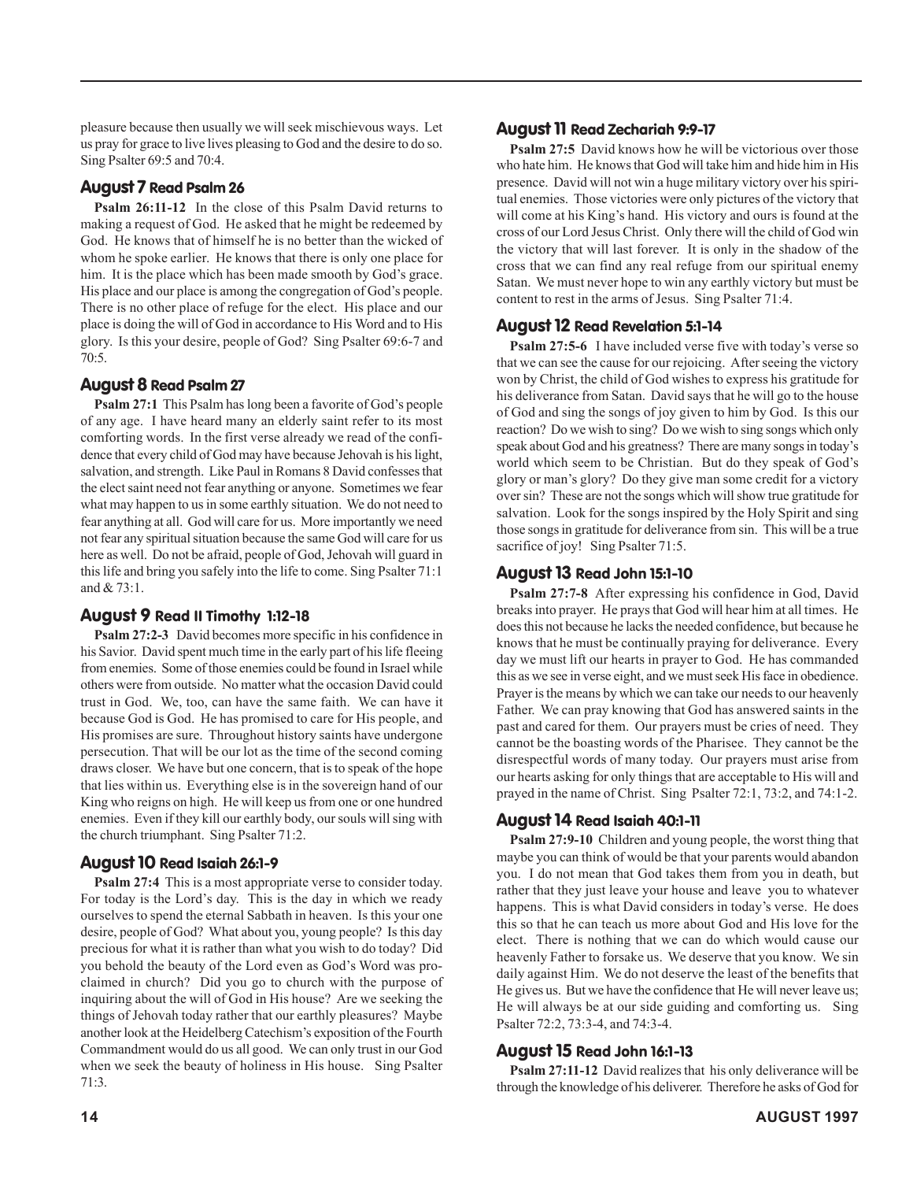pleasure because then usually we will seek mischievous ways. Let us pray for grace to live lives pleasing to God and the desire to do so. Sing Psalter 69:5 and 70:4.

### August 7 Read Psalm 26

**Psalm 26:11-12** In the close of this Psalm David returns to making a request of God. He asked that he might be redeemed by God. He knows that of himself he is no better than the wicked of whom he spoke earlier. He knows that there is only one place for him. It is the place which has been made smooth by God's grace. His place and our place is among the congregation of God's people. There is no other place of refuge for the elect. His place and our place is doing the will of God in accordance to His Word and to His glory. Is this your desire, people of God? Sing Psalter 69:6-7 and 70:5.

### August 8 Read Psalm 27

**Psalm 27:1** This Psalm has long been a favorite of God's people of any age. I have heard many an elderly saint refer to its most comforting words. In the first verse already we read of the confidence that every child of God may have because Jehovah is his light, salvation, and strength. Like Paul in Romans 8 David confesses that the elect saint need not fear anything or anyone. Sometimes we fear what may happen to us in some earthly situation. We do not need to fear anything at all. God will care for us. More importantly we need not fear any spiritual situation because the same God will care for us here as well. Do not be afraid, people of God, Jehovah will guard in this life and bring you safely into the life to come. Sing Psalter 71:1 and & 73:1.

### August 9 Read II Timothy 1:12-18

**Psalm 27:2-3** David becomes more specific in his confidence in his Savior. David spent much time in the early part of his life fleeing from enemies. Some of those enemies could be found in Israel while others were from outside. No matter what the occasion David could trust in God. We, too, can have the same faith. We can have it because God is God. He has promised to care for His people, and His promises are sure. Throughout history saints have undergone persecution. That will be our lot as the time of the second coming draws closer. We have but one concern, that is to speak of the hope that lies within us. Everything else is in the sovereign hand of our King who reigns on high. He will keep us from one or one hundred enemies. Even if they kill our earthly body, our souls will sing with the church triumphant. Sing Psalter 71:2.

### August 10 Read Isaiah 26:1-9

**Psalm 27:4** This is a most appropriate verse to consider today. For today is the Lord's day. This is the day in which we ready ourselves to spend the eternal Sabbath in heaven. Is this your one desire, people of God? What about you, young people? Is this day precious for what it is rather than what you wish to do today? Did you behold the beauty of the Lord even as God's Word was proclaimed in church? Did you go to church with the purpose of inquiring about the will of God in His house? Are we seeking the things of Jehovah today rather that our earthly pleasures? Maybe another look at the Heidelberg Catechism's exposition of the Fourth Commandment would do us all good. We can only trust in our God when we seek the beauty of holiness in His house. Sing Psalter 71:3.

### August 11 Read Zechariah 9:9-17

**Psalm 27:5** David knows how he will be victorious over those who hate him. He knows that God will take him and hide him in His presence. David will not win a huge military victory over his spiritual enemies. Those victories were only pictures of the victory that will come at his King's hand. His victory and ours is found at the cross of our Lord Jesus Christ. Only there will the child of God win the victory that will last forever. It is only in the shadow of the cross that we can find any real refuge from our spiritual enemy Satan. We must never hope to win any earthly victory but must be content to rest in the arms of Jesus. Sing Psalter 71:4.

### August 12 Read Revelation 5:1-14

**Psalm 27:5-6** I have included verse five with today's verse so that we can see the cause for our rejoicing. After seeing the victory won by Christ, the child of God wishes to express his gratitude for his deliverance from Satan. David says that he will go to the house of God and sing the songs of joy given to him by God. Is this our reaction? Do we wish to sing? Do we wish to sing songs which only speak about God and his greatness? There are many songs in today's world which seem to be Christian. But do they speak of God's glory or man's glory? Do they give man some credit for a victory over sin? These are not the songs which will show true gratitude for salvation. Look for the songs inspired by the Holy Spirit and sing those songs in gratitude for deliverance from sin. This will be a true sacrifice of joy! Sing Psalter 71:5.

### August 13 Read John 15:1-10

**Psalm 27:7-8** After expressing his confidence in God, David breaks into prayer. He prays that God will hear him at all times. He does this not because he lacks the needed confidence, but because he knows that he must be continually praying for deliverance. Every day we must lift our hearts in prayer to God. He has commanded this as we see in verse eight, and we must seek His face in obedience. Prayer is the means by which we can take our needs to our heavenly Father. We can pray knowing that God has answered saints in the past and cared for them. Our prayers must be cries of need. They cannot be the boasting words of the Pharisee. They cannot be the disrespectful words of many today. Our prayers must arise from our hearts asking for only things that are acceptable to His will and prayed in the name of Christ. Sing Psalter 72:1, 73:2, and 74:1-2.

### August 14 Read Isaiah 40:1-11

**Psalm 27:9-10** Children and young people, the worst thing that maybe you can think of would be that your parents would abandon you. I do not mean that God takes them from you in death, but rather that they just leave your house and leave you to whatever happens. This is what David considers in today's verse. He does this so that he can teach us more about God and His love for the elect. There is nothing that we can do which would cause our heavenly Father to forsake us. We deserve that you know. We sin daily against Him. We do not deserve the least of the benefits that He gives us. But we have the confidence that He will never leave us; He will always be at our side guiding and comforting us. Sing Psalter 72:2, 73:3-4, and 74:3-4.

### August 15 Read John 16:1-13

**Psalm 27:11-12** David realizes that his only deliverance will be through the knowledge of his deliverer. Therefore he asks of God for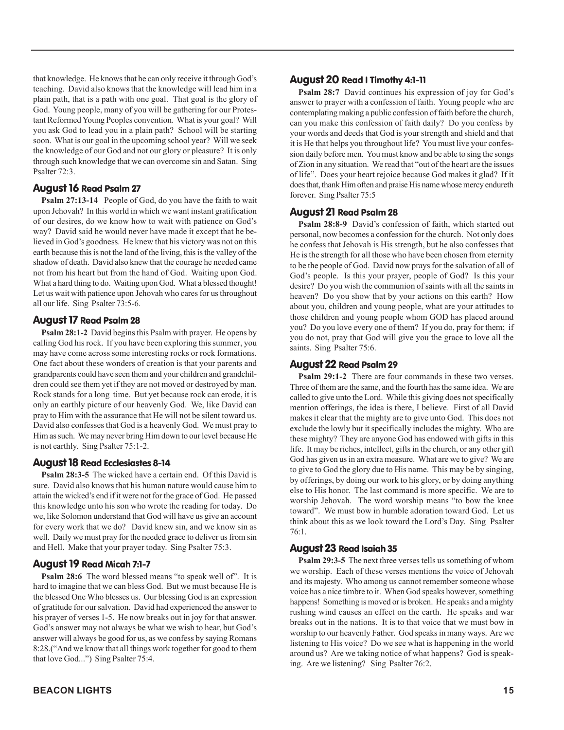that knowledge. He knows that he can only receive it through God's teaching. David also knows that the knowledge will lead him in a plain path, that is a path with one goal. That goal is the glory of God. Young people, many of you will be gathering for our Protestant Reformed Young Peoples convention. What is your goal? Will you ask God to lead you in a plain path? School will be starting soon. What is our goal in the upcoming school year? Will we seek the knowledge of our God and not our glory or pleasure? It is only through such knowledge that we can overcome sin and Satan. Sing Psalter 72:3.

## August 16 Read Psalm 27

**Psalm 27:13-14** People of God, do you have the faith to wait upon Jehovah? In this world in which we want instant gratification of our desires, do we know how to wait with patience on God's way? David said he would never have made it except that he believed in God's goodness. He knew that his victory was not on this earth because this is not the land of the living, this is the valley of the shadow of death. David also knew that the courage he needed came not from his heart but from the hand of God. Waiting upon God. What a hard thing to do. Waiting upon God. What a blessed thought! Let us wait with patience upon Jehovah who cares for us throughout all our life. Sing Psalter 73:5-6.

## August 17 Read Psalm 28

**Psalm 28:1-2** David begins this Psalm with prayer. He opens by calling God his rock. If you have been exploring this summer, you may have come across some interesting rocks or rock formations. One fact about these wonders of creation is that your parents and grandparents could have seen them and your children and grandchildren could see them yet if they are not moved or destroyed by man. Rock stands for a long time. But yet because rock can erode, it is only an earthly picture of our heavenly God. We, like David can pray to Him with the assurance that He will not be silent toward us. David also confesses that God is a heavenly God. We must pray to Him as such. We may never bring Him down to our level because He is not earthly. Sing Psalter 75:1-2.

## August 18 Read Ecclesiastes 8-14

**Psalm 28:3-5** The wicked have a certain end. Of this David is sure. David also knows that his human nature would cause him to attain the wicked's end if it were not for the grace of God. He passed this knowledge unto his son who wrote the reading for today. Do we, like Solomon understand that God will have us give an account for every work that we do? David knew sin, and we know sin as well. Daily we must pray for the needed grace to deliver us from sin and Hell. Make that your prayer today. Sing Psalter 75:3.

## August 19 Read Micah 7:1-7

**Psalm 28:6** The word blessed means "to speak well of". It is hard to imagine that we can bless God. But we must because He is the blessed One Who blesses us. Our blessing God is an expression of gratitude for our salvation. David had experienced the answer to his prayer of verses 1-5. He now breaks out in joy for that answer. God's answer may not always be what we wish to hear, but God's answer will always be good for us, as we confess by saying Romans 8:28.("And we know that all things work together for good to them that love God...") Sing Psalter 75:4.

## August 20 Read I Timothy 4:1-11

**Psalm 28:7** David continues his expression of joy for God's answer to prayer with a confession of faith. Young people who are contemplating making a public confession of faith before the church, can you make this confession of faith daily? Do you confess by your words and deeds that God is your strength and shield and that it is He that helps you throughout life? You must live your confession daily before men. You must know and be able to sing the songs of Zion in any situation. We read that "out of the heart are the issues of life". Does your heart rejoice because God makes it glad? If it does that, thank Him often and praise His name whose mercy endureth forever. Sing Psalter 75:5

## August 21 Read Psalm 28

**Psalm 28:8-9** David's confession of faith, which started out personal, now becomes a confession for the church. Not only does he confess that Jehovah is His strength, but he also confesses that He is the strength for all those who have been chosen from eternity to be the people of God. David now prays for the salvation of all of God's people. Is this your prayer, people of God? Is this your desire? Do you wish the communion of saints with all the saints in heaven? Do you show that by your actions on this earth? How about you, children and young people, what are your attitudes to those children and young people whom GOD has placed around you? Do you love every one of them? If you do, pray for them; if you do not, pray that God will give you the grace to love all the saints. Sing Psalter 75:6.

## August 22 Read Psalm 29

**Psalm 29:1-2** There are four commands in these two verses. Three of them are the same, and the fourth has the same idea. We are called to give unto the Lord. While this giving does not specifically mention offerings, the idea is there, I believe. First of all David makes it clear that the mighty are to give unto God. This does not exclude the lowly but it specifically includes the mighty. Who are these mighty? They are anyone God has endowed with gifts in this life. It may be riches, intellect, gifts in the church, or any other gift God has given us in an extra measure. What are we to give? We are to give to God the glory due to His name. This may be by singing, by offerings, by doing our work to his glory, or by doing anything else to His honor. The last command is more specific. We are to worship Jehovah. The word worship means "to bow the knee toward". We must bow in humble adoration toward God. Let us think about this as we look toward the Lord's Day. Sing Psalter 76:1.

## August 23 Read Isaiah 35

**Psalm 29:3-5** The next three verses tells us something of whom we worship. Each of these verses mentions the voice of Jehovah and its majesty. Who among us cannot remember someone whose voice has a nice timbre to it. When God speaks however, something happens! Something is moved or is broken. He speaks and a mighty rushing wind causes an effect on the earth. He speaks and war breaks out in the nations. It is to that voice that we must bow in worship to our heavenly Father. God speaks in many ways. Are we listening to His voice? Do we see what is happening in the world around us? Are we taking notice of what happens? God is speaking. Are we listening? Sing Psalter 76:2.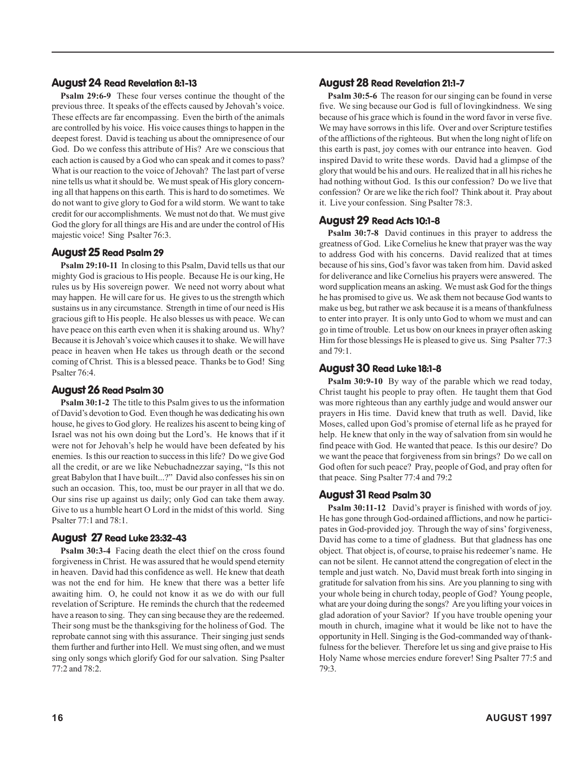### August 24 Read Revelation 8:1-13

**Psalm 29:6-9** These four verses continue the thought of the previous three. It speaks of the effects caused by Jehovah's voice. These effects are far encompassing. Even the birth of the animals are controlled by his voice. His voice causes things to happen in the deepest forest. David is teaching us about the omnipresence of our God. Do we confess this attribute of His? Are we conscious that each action is caused by a God who can speak and it comes to pass? What is our reaction to the voice of Jehovah? The last part of verse nine tells us what it should be. We must speak of His glory concerning all that happens on this earth. This is hard to do sometimes. We do not want to give glory to God for a wild storm. We want to take credit for our accomplishments. We must not do that. We must give God the glory for all things are His and are under the control of His majestic voice! Sing Psalter 76:3.

### August 25 Read Psalm 29

**Psalm 29:10-11** In closing to this Psalm, David tells us that our mighty God is gracious to His people. Because He is our king, He rules us by His sovereign power. We need not worry about what may happen. He will care for us. He gives to us the strength which sustains us in any circumstance. Strength in time of our need is His gracious gift to His people. He also blesses us with peace. We can have peace on this earth even when it is shaking around us. Why? Because it is Jehovah's voice which causes it to shake. We will have peace in heaven when He takes us through death or the second coming of Christ. This is a blessed peace. Thanks be to God! Sing Psalter 76:4.

### August 26 Read Psalm 30

**Psalm 30:1-2** The title to this Psalm gives to us the information of David's devotion to God. Even though he was dedicating his own house, he gives to God glory. He realizes his ascent to being king of Israel was not his own doing but the Lord's. He knows that if it were not for Jehovah's help he would have been defeated by his enemies. Is this our reaction to success in this life? Do we give God all the credit, or are we like Nebuchadnezzar saying, "Is this not great Babylon that I have built...?" David also confesses his sin on such an occasion. This, too, must be our prayer in all that we do. Our sins rise up against us daily; only God can take them away. Give to us a humble heart O Lord in the midst of this world. Sing Psalter 77:1 and 78:1.

### August 27 Read Luke 23:32-43

**Psalm 30:3-4** Facing death the elect thief on the cross found forgiveness in Christ. He was assured that he would spend eternity in heaven. David had this confidence as well. He knew that death was not the end for him. He knew that there was a better life awaiting him. O, he could not know it as we do with our full revelation of Scripture. He reminds the church that the redeemed have a reason to sing. They can sing because they are the redeemed. Their song must be the thanksgiving for the holiness of God. The reprobate cannot sing with this assurance. Their singing just sends them further and further into Hell. We must sing often, and we must sing only songs which glorify God for our salvation. Sing Psalter 77:2 and 78:2.

### August 28 Read Revelation 21:1-7

**Psalm 30:5-6** The reason for our singing can be found in verse five. We sing because our God is full of lovingkindness. We sing because of his grace which is found in the word favor in verse five. We may have sorrows in this life. Over and over Scripture testifies of the afflictions of the righteous. But when the long night of life on this earth is past, joy comes with our entrance into heaven. God inspired David to write these words. David had a glimpse of the glory that would be his and ours. He realized that in all his riches he had nothing without God. Is this our confession? Do we live that confession? Or are we like the rich fool? Think about it. Pray about it. Live your confession. Sing Psalter 78:3.

### August 29 Read Acts 10:1-8

**Psalm 30:7-8** David continues in this prayer to address the greatness of God. Like Cornelius he knew that prayer was the way to address God with his concerns. David realized that at times because of his sins, God's favor was taken from him. David asked for deliverance and like Cornelius his prayers were answered. The word supplication means an asking. We must ask God for the things he has promised to give us. We ask them not because God wants to make us beg, but rather we ask because it is a means of thankfulness to enter into prayer. It is only unto God to whom we must and can go in time of trouble. Let us bow on our knees in prayer often asking Him for those blessings He is pleased to give us. Sing Psalter 77:3 and 79:1.

### August 30 Read Luke 18:1-8

**Psalm 30:9-10** By way of the parable which we read today, Christ taught his people to pray often. He taught them that God was more righteous than any earthly judge and would answer our prayers in His time. David knew that truth as well. David, like Moses, called upon God's promise of eternal life as he prayed for help. He knew that only in the way of salvation from sin would he find peace with God. He wanted that peace. Is this our desire? Do we want the peace that forgiveness from sin brings? Do we call on God often for such peace? Pray, people of God, and pray often for that peace. Sing Psalter 77:4 and 79:2

### August 31 Read Psalm 30

**Psalm 30:11-12** David's prayer is finished with words of joy. He has gone through God-ordained afflictions, and now he participates in God-provided joy. Through the way of sins' forgiveness, David has come to a time of gladness. But that gladness has one object. That object is, of course, to praise his redeemer's name. He can not be silent. He cannot attend the congregation of elect in the temple and just watch. No, David must break forth into singing in gratitude for salvation from his sins. Are you planning to sing with your whole being in church today, people of God? Young people, what are your doing during the songs? Are you lifting your voices in glad adoration of your Savior? If you have trouble opening your mouth in church, imagine what it would be like not to have the opportunity in Hell. Singing is the God-commanded way of thankfulness for the believer. Therefore let us sing and give praise to His Holy Name whose mercies endure forever! Sing Psalter 77:5 and 79:3.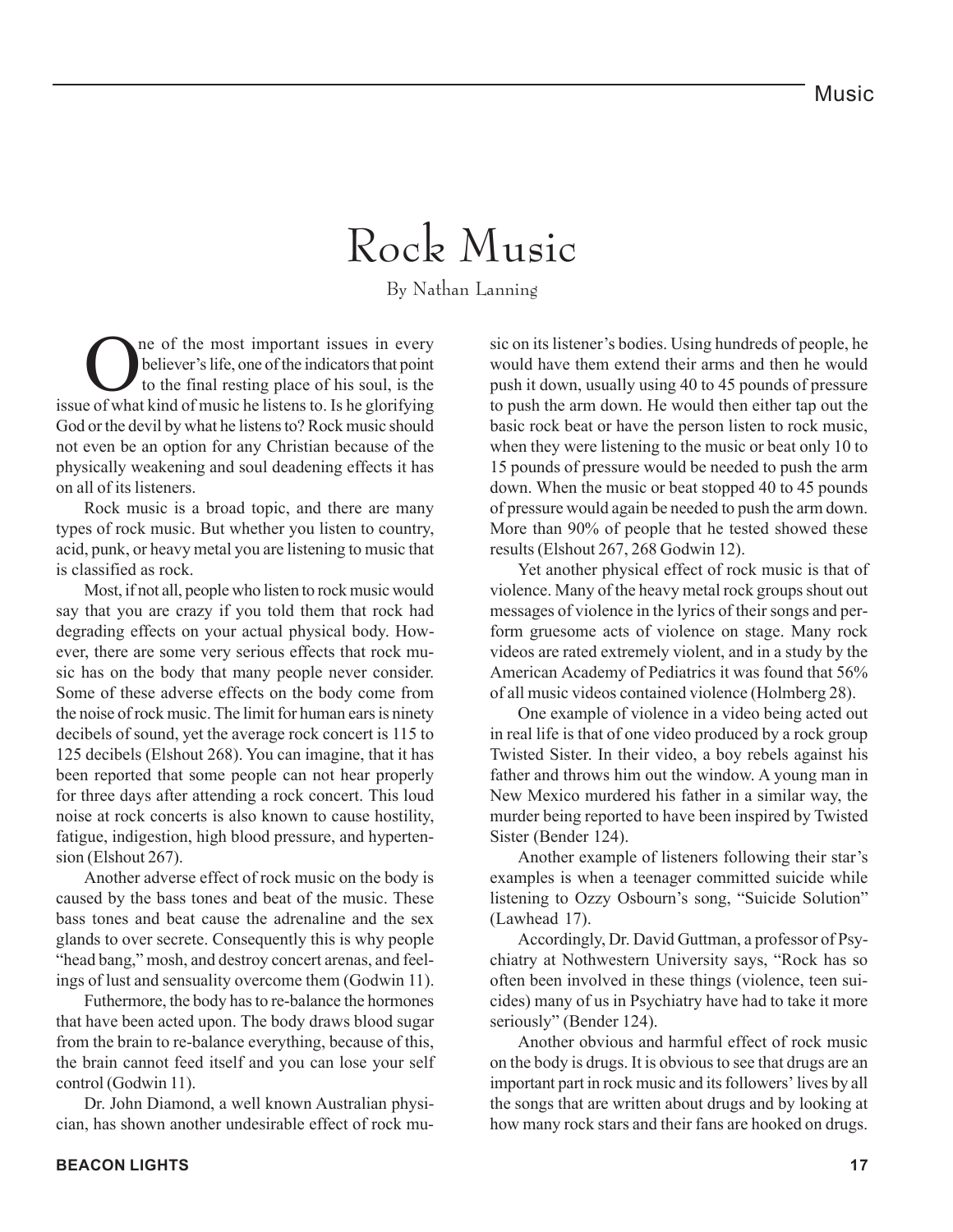# Rock Music

By Nathan Lanning

One of the most important issues in every believer's life, one of the indicators that point to the final resting place of his soul, is the issue of what kind of music he listens to. Is he glorifying God or the devil by what he listens to? Rock music should not even be an option for any Christian because of the physically weakening and soul deadening effects it has on all of its listeners.

Rock music is a broad topic, and there are many types of rock music. But whether you listen to country, acid, punk, or heavy metal you are listening to music that is classified as rock.

Most, if not all, people who listen to rock music would say that you are crazy if you told them that rock had degrading effects on your actual physical body. However, there are some very serious effects that rock music has on the body that many people never consider. Some of these adverse effects on the body come from the noise of rock music. The limit for human ears is ninety decibels of sound, yet the average rock concert is 115 to 125 decibels (Elshout 268). You can imagine, that it has been reported that some people can not hear properly for three days after attending a rock concert. This loud noise at rock concerts is also known to cause hostility, fatigue, indigestion, high blood pressure, and hypertension (Elshout 267).

Another adverse effect of rock music on the body is caused by the bass tones and beat of the music. These bass tones and beat cause the adrenaline and the sex glands to over secrete. Consequently this is why people "head bang," mosh, and destroy concert arenas, and feelings of lust and sensuality overcome them (Godwin 11).

Futhermore, the body has to re-balance the hormones that have been acted upon. The body draws blood sugar from the brain to re-balance everything, because of this, the brain cannot feed itself and you can lose your self control (Godwin 11).

Dr. John Diamond, a well known Australian physician, has shown another undesirable effect of rock music on its listener's bodies. Using hundreds of people, he would have them extend their arms and then he would push it down, usually using 40 to 45 pounds of pressure to push the arm down. He would then either tap out the basic rock beat or have the person listen to rock music, when they were listening to the music or beat only 10 to 15 pounds of pressure would be needed to push the arm down. When the music or beat stopped 40 to 45 pounds of pressure would again be needed to push the arm down. More than 90% of people that he tested showed these results (Elshout 267, 268 Godwin 12).

Yet another physical effect of rock music is that of violence. Many of the heavy metal rock groups shout out messages of violence in the lyrics of their songs and perform gruesome acts of violence on stage. Many rock videos are rated extremely violent, and in a study by the American Academy of Pediatrics it was found that 56% of all music videos contained violence (Holmberg 28).

One example of violence in a video being acted out in real life is that of one video produced by a rock group Twisted Sister. In their video, a boy rebels against his father and throws him out the window. A young man in New Mexico murdered his father in a similar way, the murder being reported to have been inspired by Twisted Sister (Bender 124).

Another example of listeners following their star's examples is when a teenager committed suicide while listening to Ozzy Osbourn's song, "Suicide Solution" (Lawhead 17).

Accordingly, Dr. David Guttman, a professor of Psychiatry at Nothwestern University says, "Rock has so often been involved in these things (violence, teen suicides) many of us in Psychiatry have had to take it more seriously" (Bender 124).

Another obvious and harmful effect of rock music on the body is drugs. It is obvious to see that drugs are an important part in rock music and its followers' lives by all the songs that are written about drugs and by looking at how many rock stars and their fans are hooked on drugs.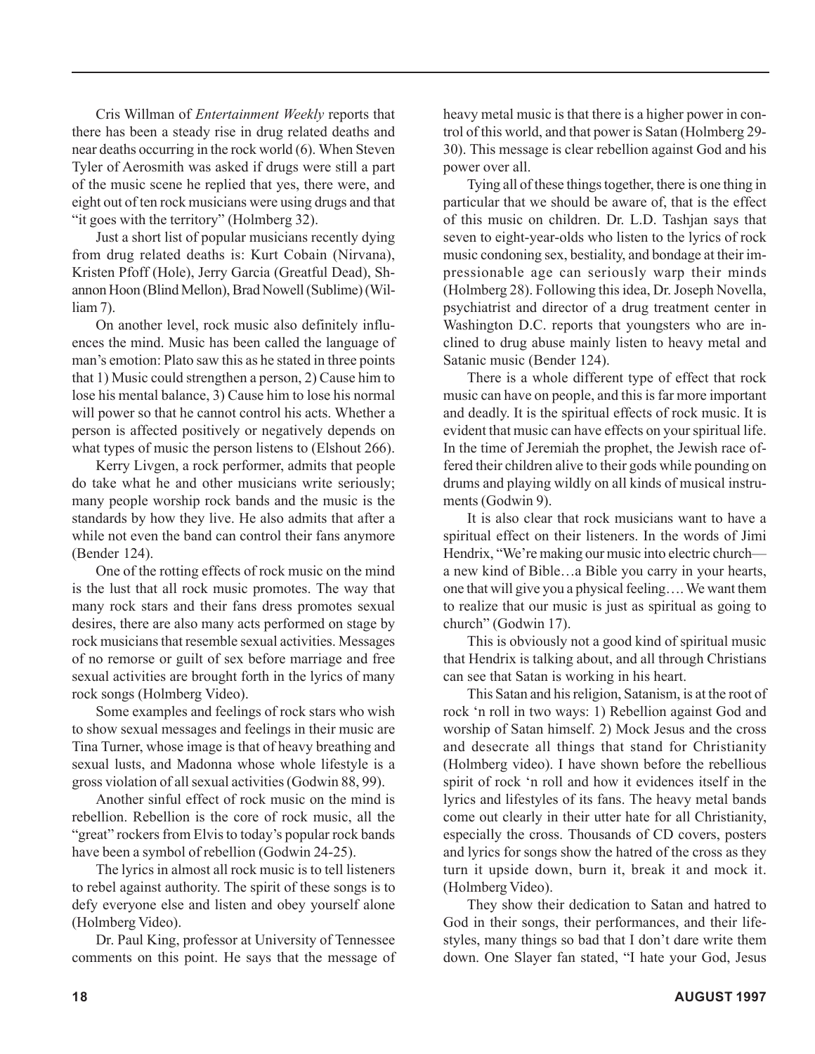Cris Willman of *Entertainment Weekly* reports that there has been a steady rise in drug related deaths and near deaths occurring in the rock world (6). When Steven Tyler of Aerosmith was asked if drugs were still a part of the music scene he replied that yes, there were, and eight out of ten rock musicians were using drugs and that "it goes with the territory" (Holmberg 32).

Just a short list of popular musicians recently dying from drug related deaths is: Kurt Cobain (Nirvana), Kristen Pfoff (Hole), Jerry Garcia (Greatful Dead), Shannon Hoon (Blind Mellon), Brad Nowell (Sublime) (William 7).

On another level, rock music also definitely influences the mind. Music has been called the language of man's emotion: Plato saw this as he stated in three points that 1) Music could strengthen a person, 2) Cause him to lose his mental balance, 3) Cause him to lose his normal will power so that he cannot control his acts. Whether a person is affected positively or negatively depends on what types of music the person listens to (Elshout 266).

Kerry Livgen, a rock performer, admits that people do take what he and other musicians write seriously; many people worship rock bands and the music is the standards by how they live. He also admits that after a while not even the band can control their fans anymore (Bender 124).

One of the rotting effects of rock music on the mind is the lust that all rock music promotes. The way that many rock stars and their fans dress promotes sexual desires, there are also many acts performed on stage by rock musicians that resemble sexual activities. Messages of no remorse or guilt of sex before marriage and free sexual activities are brought forth in the lyrics of many rock songs (Holmberg Video).

Some examples and feelings of rock stars who wish to show sexual messages and feelings in their music are Tina Turner, whose image is that of heavy breathing and sexual lusts, and Madonna whose whole lifestyle is a gross violation of all sexual activities (Godwin 88, 99).

Another sinful effect of rock music on the mind is rebellion. Rebellion is the core of rock music, all the "great" rockers from Elvis to today's popular rock bands have been a symbol of rebellion (Godwin 24-25).

The lyrics in almost all rock music is to tell listeners to rebel against authority. The spirit of these songs is to defy everyone else and listen and obey yourself alone (Holmberg Video).

Dr. Paul King, professor at University of Tennessee comments on this point. He says that the message of heavy metal music is that there is a higher power in control of this world, and that power is Satan (Holmberg 29-30). This message is clear rebellion against God and his power over all.

Tying all of these things together, there is one thing in particular that we should be aware of, that is the effect of this music on children. Dr. L.D. Tashjan says that seven to eight-year-olds who listen to the lyrics of rock music condoning sex, bestiality, and bondage at their impressionable age can seriously warp their minds (Holmberg 28). Following this idea, Dr. Joseph Novella, psychiatrist and director of a drug treatment center in Washington D.C. reports that youngsters who are inclined to drug abuse mainly listen to heavy metal and Satanic music (Bender 124).

There is a whole different type of effect that rock music can have on people, and this is far more important and deadly. It is the spiritual effects of rock music. It is evident that music can have effects on your spiritual life. In the time of Jeremiah the prophet, the Jewish race offered their children alive to their gods while pounding on drums and playing wildly on all kinds of musical instruments (Godwin 9).

It is also clear that rock musicians want to have a spiritual effect on their listeners. In the words of Jimi Hendrix, "We're making our music into electric church—a new kind of Bible…a Bible you carry in your hearts, one that will give you a physical feeling…. We want them to realize that our music is just as spiritual as going to church" (Godwin 17).

This is obviously not a good kind of spiritual music that Hendrix is talking about, and all through Christians can see that Satan is working in his heart.

This Satan and his religion, Satanism, is at the root of rock 'n roll in two ways: 1) Rebellion against God and worship of Satan himself. 2) Mock Jesus and the cross and desecrate all things that stand for Christianity (Holmberg video). I have shown before the rebellious spirit of rock 'n roll and how it evidences itself in the lyrics and lifestyles of its fans. The heavy metal bands come out clearly in their utter hate for all Christianity, especially the cross. Thousands of CD covers, posters and lyrics for songs show the hatred of the cross as they turn it upside down, burn it, break it and mock it. (Holmberg Video).

They show their dedication to Satan and hatred to God in their songs, their performances, and their lifestyles, many things so bad that I don't dare write them down. One Slayer fan stated, "I hate your God, Jesus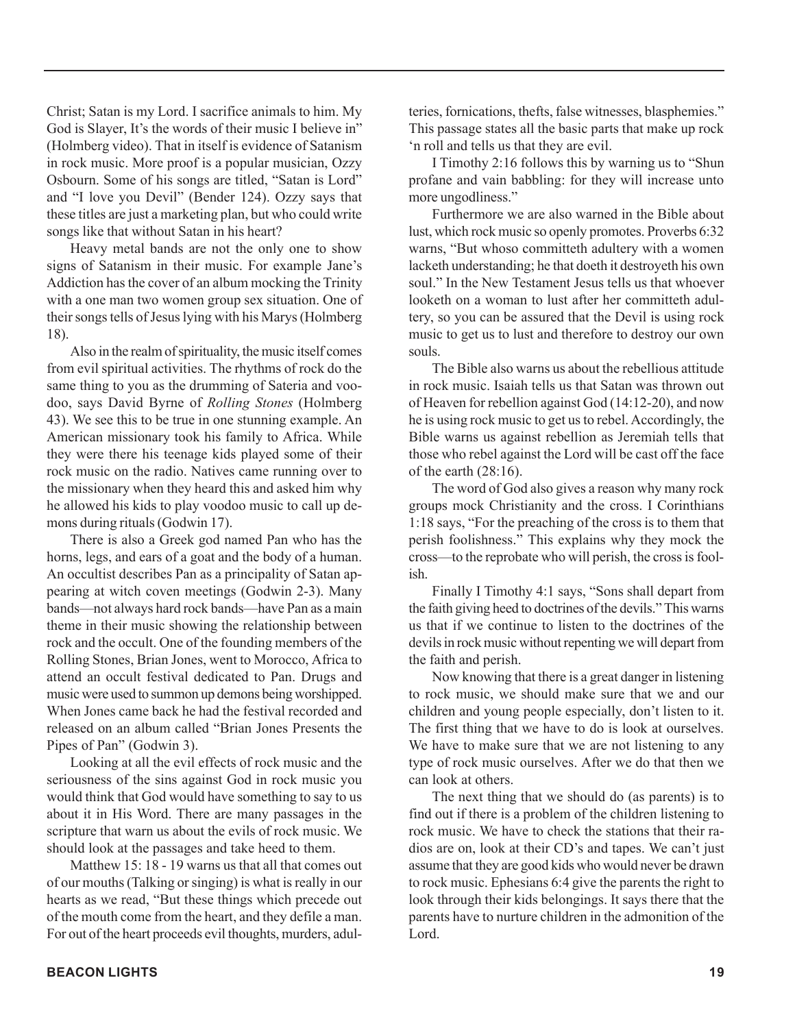Christ; Satan is my Lord. I sacrifice animals to him. My God is Slayer, It's the words of their music I believe in" (Holmberg video). That in itself is evidence of Satanism in rock music. More proof is a popular musician, Ozzy Osbourn. Some of his songs are titled, "Satan is Lord" and "I love you Devil" (Bender 124). Ozzy says that these titles are just a marketing plan, but who could write songs like that without Satan in his heart?

Heavy metal bands are not the only one to show signs of Satanism in their music. For example Jane's Addiction has the cover of an album mocking the Trinity with a one man two women group sex situation. One of their songs tells of Jesus lying with his Marys (Holmberg 18).

Also in the realm of spirituality, the music itself comes from evil spiritual activities. The rhythms of rock do the same thing to you as the drumming of Sateria and voodoo, says David Byrne of *Rolling Stones* (Holmberg 43). We see this to be true in one stunning example. An American missionary took his family to Africa. While they were there his teenage kids played some of their rock music on the radio. Natives came running over to the missionary when they heard this and asked him why he allowed his kids to play voodoo music to call up demons during rituals (Godwin 17).

There is also a Greek god named Pan who has the horns, legs, and ears of a goat and the body of a human. An occultist describes Pan as a principality of Satan appearing at witch coven meetings (Godwin 2-3). Many bands—not always hard rock bands—have Pan as a main theme in their music showing the relationship between rock and the occult. One of the founding members of the Rolling Stones, Brian Jones, went to Morocco, Africa to attend an occult festival dedicated to Pan. Drugs and music were used to summon up demons being worshipped. When Jones came back he had the festival recorded and released on an album called "Brian Jones Presents the Pipes of Pan" (Godwin 3).

Looking at all the evil effects of rock music and the seriousness of the sins against God in rock music you would think that God would have something to say to us about it in His Word. There are many passages in the scripture that warn us about the evils of rock music. We should look at the passages and take heed to them.

Matthew 15: 18 - 19 warns us that all that comes out of our mouths (Talking or singing) is what is really in our hearts as we read, "But these things which precede out of the mouth come from the heart, and they defile a man. For out of the heart proceeds evil thoughts, murders, adulteries, fornications, thefts, false witnesses, blasphemies." This passage states all the basic parts that make up rock 'n roll and tells us that they are evil.

I Timothy 2:16 follows this by warning us to "Shun profane and vain babbling: for they will increase unto more ungodliness."

Furthermore we are also warned in the Bible about lust, which rock music so openly promotes. Proverbs 6:32 warns, "But whoso committeth adultery with a women lacketh understanding; he that doeth it destroyeth his own soul." In the New Testament Jesus tells us that whoever looketh on a woman to lust after her committeth adultery, so you can be assured that the Devil is using rock music to get us to lust and therefore to destroy our own souls.

The Bible also warns us about the rebellious attitude in rock music. Isaiah tells us that Satan was thrown out of Heaven for rebellion against God (14:12-20), and now he is using rock music to get us to rebel. Accordingly, the Bible warns us against rebellion as Jeremiah tells that those who rebel against the Lord will be cast off the face of the earth (28:16).

The word of God also gives a reason why many rock groups mock Christianity and the cross. I Corinthians 1:18 says, "For the preaching of the cross is to them that perish foolishness." This explains why they mock the cross—to the reprobate who will perish, the cross is foolish.

Finally I Timothy 4:1 says, "Sons shall depart from the faith giving heed to doctrines of the devils." This warns us that if we continue to listen to the doctrines of the devils in rock music without repenting we will depart from the faith and perish.

Now knowing that there is a great danger in listening to rock music, we should make sure that we and our children and young people especially, don't listen to it. The first thing that we have to do is look at ourselves. We have to make sure that we are not listening to any type of rock music ourselves. After we do that then we can look at others.

The next thing that we should do (as parents) is to find out if there is a problem of the children listening to rock music. We have to check the stations that their radios are on, look at their CD's and tapes. We can't just assume that they are good kids who would never be drawn to rock music. Ephesians 6:4 give the parents the right to look through their kids belongings. It says there that the parents have to nurture children in the admonition of the Lord.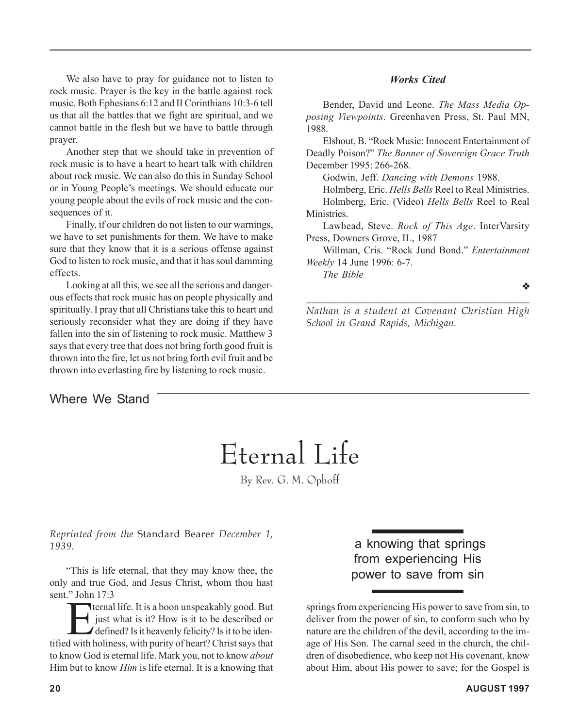We also have to pray for guidance not to listen to rock music. Prayer is the key in the battle against rock music. Both Ephesians 6:12 and II Corinthians 10:3-6 tell us that all the battles that we fight are spiritual, and we cannot battle in the flesh but we have to battle through prayer.

Another step that we should take in prevention of rock music is to have a heart to heart talk with children about rock music. We can also do this in Sunday School or in Young People's meetings. We should educate our young people about the evils of rock music and the consequences of it.

Finally, if our children do not listen to our warnings, we have to set punishments for them. We have to make sure that they know that it is a serious offense against God to listen to rock music, and that it has soul damming effects.

Looking at all this, we see all the serious and dangerous effects that rock music has on people physically and spiritually. I pray that all Christians take this to heart and seriously reconsider what they are doing if they have fallen into the sin of listening to rock music. Matthew 3 says that every tree that does not bring forth good fruit is thrown into the fire, let us not bring forth evil fruit and be thrown into everlasting fire by listening to rock music.

***Works Cited***

Bender, David and Leone. *The Mass Media Opposing Viewpoints*. Greenhaven Press, St. Paul MN, 1988.

Elshout, B. "Rock Music: Innocent Entertainment of Deadly Poison?" *The Banner of Sovereign Grace Truth* December 1995: 266-268.

Godwin, Jeff. *Dancing with Demons* 1988.

Holmberg, Eric. *Hells Bells* Reel to Real Ministries.

Holmberg, Eric. (Video) *Hells Bells* Reel to Real Ministries.

Lawhead, Steve. *Rock of This Age*. InterVarsity Press, Downers Grove, IL, 1987

Willman, Cris. "Rock Jund Bond." *Entertainment Weekly* 14 June 1996: 6-7.

*The Bible*

❖

---

*Nathan is a student at Covenant Christian High School in Grand Rapids, Michigan.*

## Where We Stand

# Eternal Life

By Rev. G. M. Ophoff

*Reprinted from the* Standard Bearer *December 1, 1939.*

"This is life eternal, that they may know thee, the only and true God, and Jesus Christ, whom thou hast sent." John 17:3

Eternal life. It is a boon unspeakably good. But just what is it? How is it to be described or defined? Is it heavenly felicity? Is it to be identified with holiness, with purity of heart? Christ says that to know God is eternal life. Mark you, not to know *about* Him but to know *Him* is life eternal. It is a knowing that springs from experiencing His power to save from sin, to deliver from the power of sin, to conform such who by nature are the children of the devil, according to the image of His Son. The carnal seed in the church, the children of disobedience, who keep not His covenant, know about Him, about His power to save; for the Gospel is

> a knowing that springs from experiencing His power to save from sin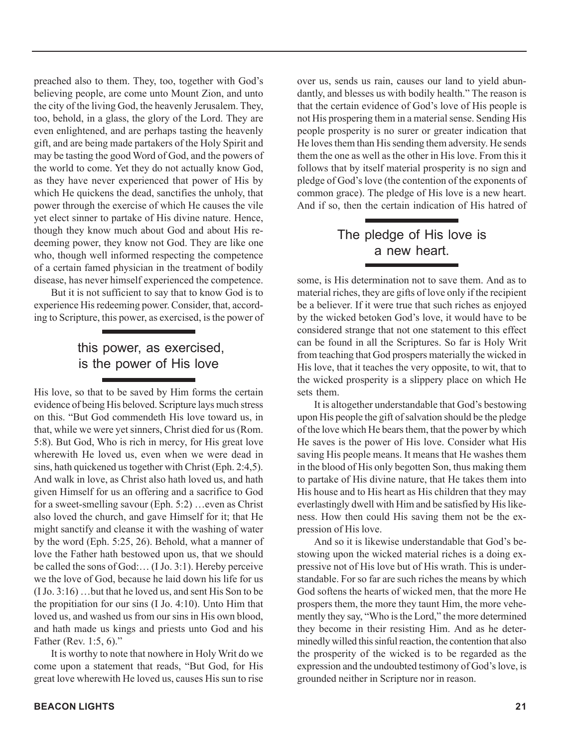preached also to them. They, too, together with God's believing people, are come unto Mount Zion, and unto the city of the living God, the heavenly Jerusalem. They, too, behold, in a glass, the glory of the Lord. They are even enlightened, and are perhaps tasting the heavenly gift, and are being made partakers of the Holy Spirit and may be tasting the good Word of God, and the powers of the world to come. Yet they do not actually know God, as they have never experienced that power of His by which He quickens the dead, sanctifies the unholy, that power through the exercise of which He causes the vile yet elect sinner to partake of His divine nature. Hence, though they know much about God and about His redeeming power, they know not God. They are like one who, though well informed respecting the competence of a certain famed physician in the treatment of bodily disease, has never himself experienced the competence.

But it is not sufficient to say that to know God is to experience His redeeming power. Consider, that, according to Scripture, this power, as exercised, is the power of His love, so that to be saved by Him forms the certain evidence of being His beloved. Scripture lays much stress on this. "But God commendeth His love toward us, in that, while we were yet sinners, Christ died for us (Rom. 5:8). But God, Who is rich in mercy, for His great love wherewith He loved us, even when we were dead in sins, hath quickened us together with Christ (Eph. 2:4,5). And walk in love, as Christ also hath loved us, and hath given Himself for us an offering and a sacrifice to God for a sweet-smelling savour (Eph. 5:2) …even as Christ also loved the church, and gave Himself for it; that He might sanctify and cleanse it with the washing of water by the word (Eph. 5:25, 26). Behold, what a manner of love the Father hath bestowed upon us, that we should be called the sons of God:… (I Jo. 3:1). Hereby perceive we the love of God, because he laid down his life for us (I Jo. 3:16) …but that he loved us, and sent His Son to be the propitiation for our sins (I Jo. 4:10). Unto Him that loved us, and washed us from our sins in His own blood, and hath made us kings and priests unto God and his Father (Rev. 1:5, 6)."

> this power, as exercised, is the power of His love

It is worthy to note that nowhere in Holy Writ do we come upon a statement that reads, "But God, for His great love wherewith He loved us, causes His sun to rise over us, sends us rain, causes our land to yield abundantly, and blesses us with bodily health." The reason is that the certain evidence of God's love of His people is not His prospering them in a material sense. Sending His people prosperity is no surer or greater indication that He loves them than His sending them adversity. He sends them the one as well as the other in His love. From this it follows that by itself material prosperity is no sign and pledge of God's love (the contention of the exponents of common grace). The pledge of His love is a new heart. And if so, then the certain indication of His hatred of some, is His determination not to save them. And as to material riches, they are gifts of love only if the recipient be a believer. If it were true that such riches as enjoyed by the wicked betoken God's love, it would have to be considered strange that not one statement to this effect can be found in all the Scriptures. So far is Holy Writ from teaching that God prospers materially the wicked in His love, that it teaches the very opposite, to wit, that to the wicked prosperity is a slippery place on which He sets them.

> The pledge of His love is a new heart.

It is altogether understandable that God's bestowing upon His people the gift of salvation should be the pledge of the love which He bears them, that the power by which He saves is the power of His love. Consider what His saving His people means. It means that He washes them in the blood of His only begotten Son, thus making them to partake of His divine nature, that He takes them into His house and to His heart as His children that they may everlastingly dwell with Him and be satisfied by His likeness. How then could His saving them not be the expression of His love.

And so it is likewise understandable that God's bestowing upon the wicked material riches is a doing expressive not of His love but of His wrath. This is understandable. For so far are such riches the means by which God softens the hearts of wicked men, that the more He prospers them, the more they taunt Him, the more vehemently they say, "Who is the Lord," the more determined they become in their resisting Him. And as he determinedly willed this sinful reaction, the contention that also the prosperity of the wicked is to be regarded as the expression and the undoubted testimony of God's love, is grounded neither in Scripture nor in reason.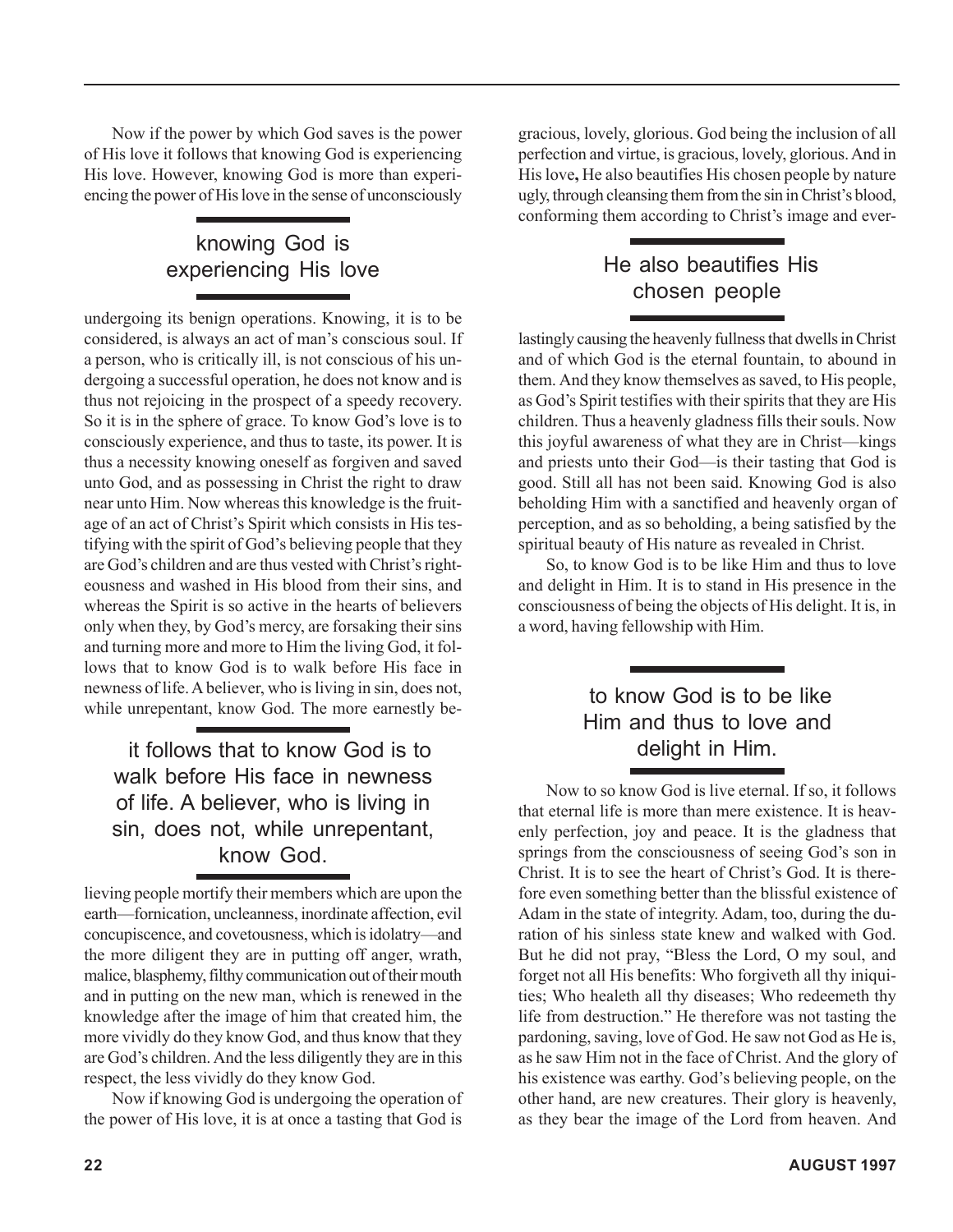Now if the power by which God saves is the power of His love it follows that knowing God is experiencing His love. However, knowing God is more than experiencing the power of His love in the sense of unconsciously undergoing its benign operations. Knowing, it is to be considered, is always an act of man's conscious soul. If a person, who is critically ill, is not conscious of his undergoing a successful operation, he does not know and is thus not rejoicing in the prospect of a speedy recovery. So it is in the sphere of grace. To know God's love is to consciously experience, and thus to taste, its power. It is thus a necessity knowing oneself as forgiven and saved unto God, and as possessing in Christ the right to draw near unto Him. Now whereas this knowledge is the fruitage of an act of Christ's Spirit which consists in His testifying with the spirit of God's believing people that they are God's children and are thus vested with Christ's righteousness and washed in His blood from their sins, and whereas the Spirit is so active in the hearts of believers only when they, by God's mercy, are forsaking their sins and turning more and more to Him the living God, it follows that to know God is to walk before His face in newness of life. A believer, who is living in sin, does not, while unrepentant, know God. The more earnestly believing people mortify their members which are upon the earth—fornication, uncleanness, inordinate affection, evil concupiscence, and covetousness, which is idolatry—and the more diligent they are in putting off anger, wrath, malice, blasphemy, filthy communication out of their mouth and in putting on the new man, which is renewed in the knowledge after the image of him that created him, the more vividly do they know God, and thus know that they are God's children. And the less diligently they are in this respect, the less vividly do they know God.

Now if knowing God is undergoing the operation of the power of His love, it is at once a tasting that God is gracious, lovely, glorious. God being the inclusion of all perfection and virtue, is gracious, lovely, glorious. And in His love**,** He also beautifies His chosen people by nature ugly, through cleansing them from the sin in Christ's blood, conforming them according to Christ's image and everlastingly causing the heavenly fullness that dwells in Christ and of which God is the eternal fountain, to abound in them. And they know themselves as saved, to His people, as God's Spirit testifies with their spirits that they are His children. Thus a heavenly gladness fills their souls. Now this joyful awareness of what they are in Christ—kings and priests unto their God—is their tasting that God is good. Still all has not been said. Knowing God is also beholding Him with a sanctified and heavenly organ of perception, and as so beholding, a being satisfied by the spiritual beauty of His nature as revealed in Christ.

So, to know God is to be like Him and thus to love and delight in Him. It is to stand in His presence in the consciousness of being the objects of His delight. It is, in a word, having fellowship with Him.

Now to so know God is live eternal. If so, it follows that eternal life is more than mere existence. It is heavenly perfection, joy and peace. It is the gladness that springs from the consciousness of seeing God's son in Christ. It is to see the heart of Christ's God. It is therefore even something better than the blissful existence of Adam in the state of integrity. Adam, too, during the duration of his sinless state knew and walked with God. But he did not pray, "Bless the Lord, O my soul, and forget not all His benefits: Who forgiveth all thy iniquities; Who healeth all thy diseases; Who redeemeth thy life from destruction." He therefore was not tasting the pardoning, saving, love of God. He saw not God as He is, as he saw Him not in the face of Christ. And the glory of his existence was earthy. God's believing people, on the other hand, are new creatures. Their glory is heavenly, as they bear the image of the Lord from heaven. And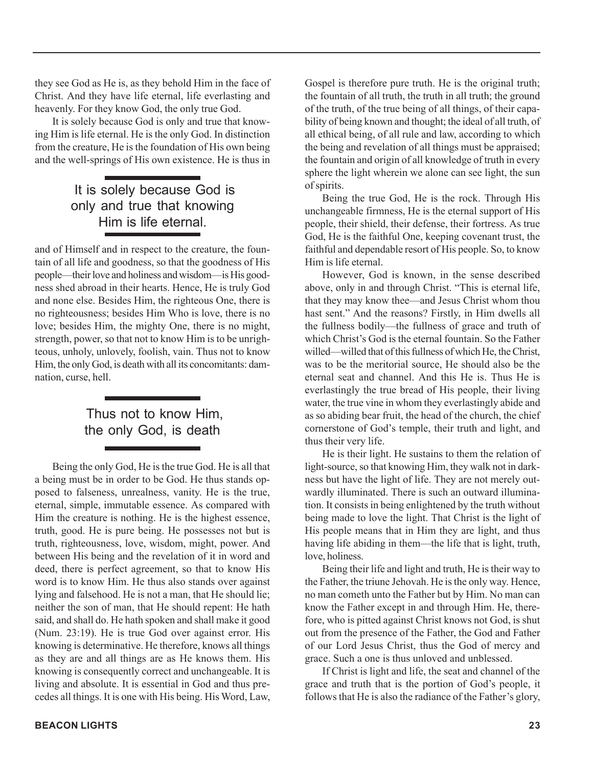they see God as He is, as they behold Him in the face of Christ. And they have life eternal, life everlasting and heavenly. For they know God, the only true God.

It is solely because God is only and true that knowing Him is life eternal. He is the only God. In distinction from the creature, He is the foundation of His own being and the well-springs of His own existence. He is thus in and of Himself and in respect to the creature, the fountain of all life and goodness, so that the goodness of His people—their love and holiness and wisdom—is His goodness shed abroad in their hearts. Hence, He is truly God and none else. Besides Him, the righteous One, there is no righteousness; besides Him Who is love, there is no love; besides Him, the mighty One, there is no might, strength, power, so that not to know Him is to be unrighteous, unholy, unlovely, foolish, vain. Thus not to know Him, the only God, is death with all its concomitants: damnation, curse, hell.

> It is solely because God is only and true that knowing Him is life eternal.

> Thus not to know Him, the only God, is death

Being the only God, He is the true God. He is all that a being must be in order to be God. He thus stands opposed to falseness, unrealness, vanity. He is the true, eternal, simple, immutable essence. As compared with Him the creature is nothing. He is the highest essence, truth, good. He is pure being. He possesses not but is truth, righteousness, love, wisdom, might, power. And between His being and the revelation of it in word and deed, there is perfect agreement, so that to know His word is to know Him. He thus also stands over against lying and falsehood. He is not a man, that He should lie; neither the son of man, that He should repent: He hath said, and shall do. He hath spoken and shall make it good (Num. 23:19). He is true God over against error. His knowing is determinative. He therefore, knows all things as they are and all things are as He knows them. His knowing is consequently correct and unchangeable. It is living and absolute. It is essential in God and thus precedes all things. It is one with His being. His Word, Law, Gospel is therefore pure truth. He is the original truth; the fountain of all truth, the truth in all truth; the ground of the truth, of the true being of all things, of their capability of being known and thought; the ideal of all truth, of all ethical being, of all rule and law, according to which the being and revelation of all things must be appraised; the fountain and origin of all knowledge of truth in every sphere the light wherein we alone can see light, the sun of spirits.

Being the true God, He is the rock. Through His unchangeable firmness, He is the eternal support of His people, their shield, their defense, their fortress. As true God, He is the faithful One, keeping covenant trust, the faithful and dependable resort of His people. So, to know Him is life eternal.

However, God is known, in the sense described above, only in and through Christ. "This is eternal life, that they may know thee—and Jesus Christ whom thou hast sent." And the reasons? Firstly, in Him dwells all the fullness bodily—the fullness of grace and truth of which Christ's God is the eternal fountain. So the Father willed—willed that of this fullness of which He, the Christ, was to be the meritorial source, He should also be the eternal seat and channel. And this He is. Thus He is everlastingly the true bread of His people, their living water, the true vine in whom they everlastingly abide and as so abiding bear fruit, the head of the church, the chief cornerstone of God's temple, their truth and light, and thus their very life.

He is their light. He sustains to them the relation of light-source, so that knowing Him, they walk not in darkness but have the light of life. They are not merely outwardly illuminated. There is such an outward illumination. It consists in being enlightened by the truth without being made to love the light. That Christ is the light of His people means that in Him they are light, and thus having life abiding in them—the life that is light, truth, love, holiness.

Being their life and light and truth, He is their way to the Father, the triune Jehovah. He is the only way. Hence, no man cometh unto the Father but by Him. No man can know the Father except in and through Him. He, therefore, who is pitted against Christ knows not God, is shut out from the presence of the Father, the God and Father of our Lord Jesus Christ, thus the God of mercy and grace. Such a one is thus unloved and unblessed.

If Christ is light and life, the seat and channel of the grace and truth that is the portion of God's people, it follows that He is also the radiance of the Father's glory,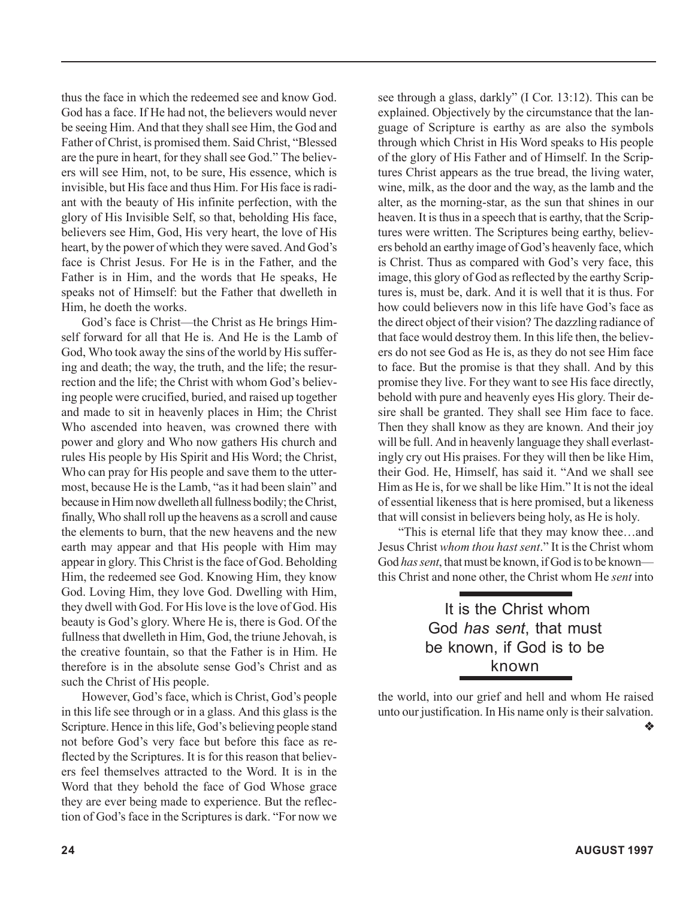thus the face in which the redeemed see and know God. God has a face. If He had not, the believers would never be seeing Him. And that they shall see Him, the God and Father of Christ, is promised them. Said Christ, "Blessed are the pure in heart, for they shall see God." The believers will see Him, not, to be sure, His essence, which is invisible, but His face and thus Him. For His face is radiant with the beauty of His infinite perfection, with the glory of His Invisible Self, so that, beholding His face, believers see Him, God, His very heart, the love of His heart, by the power of which they were saved. And God's face is Christ Jesus. For He is in the Father, and the Father is in Him, and the words that He speaks, He speaks not of Himself: but the Father that dwelleth in Him, he doeth the works.

God's face is Christ—the Christ as He brings Himself forward for all that He is. And He is the Lamb of God, Who took away the sins of the world by His suffering and death; the way, the truth, and the life; the resurrection and the life; the Christ with whom God's believing people were crucified, buried, and raised up together and made to sit in heavenly places in Him; the Christ Who ascended into heaven, was crowned there with power and glory and Who now gathers His church and rules His people by His Spirit and His Word; the Christ, Who can pray for His people and save them to the uttermost, because He is the Lamb, "as it had been slain" and because in Him now dwelleth all fullness bodily; the Christ, finally, Who shall roll up the heavens as a scroll and cause the elements to burn, that the new heavens and the new earth may appear and that His people with Him may appear in glory. This Christ is the face of God. Beholding Him, the redeemed see God. Knowing Him, they know God. Loving Him, they love God. Dwelling with Him, they dwell with God. For His love is the love of God. His beauty is God's glory. Where He is, there is God. Of the fullness that dwelleth in Him, God, the triune Jehovah, is the creative fountain, so that the Father is in Him. He therefore is in the absolute sense God's Christ and as such the Christ of His people.

However, God's face, which is Christ, God's people in this life see through or in a glass. And this glass is the Scripture. Hence in this life, God's believing people stand not before God's very face but before this face as reflected by the Scriptures. It is for this reason that believers feel themselves attracted to the Word. It is in the Word that they behold the face of God Whose grace they are ever being made to experience. But the reflection of God's face in the Scriptures is dark. "For now we see through a glass, darkly" (I Cor. 13:12). This can be explained. Objectively by the circumstance that the language of Scripture is earthy as are also the symbols through which Christ in His Word speaks to His people of the glory of His Father and of Himself. In the Scriptures Christ appears as the true bread, the living water, wine, milk, as the door and the way, as the lamb and the alter, as the morning-star, as the sun that shines in our heaven. It is thus in a speech that is earthy, that the Scriptures were written. The Scriptures being earthy, believers behold an earthy image of God's heavenly face, which is Christ. Thus as compared with God's very face, this image, this glory of God as reflected by the earthy Scriptures is, must be, dark. And it is well that it is thus. For how could believers now in this life have God's face as the direct object of their vision? The dazzling radiance of that face would destroy them. In this life then, the believers do not see God as He is, as they do not see Him face to face. But the promise is that they shall. And by this promise they live. For they want to see His face directly, behold with pure and heavenly eyes His glory. Their desire shall be granted. They shall see Him face to face. Then they shall know as they are known. And their joy will be full. And in heavenly language they shall everlastingly cry out His praises. For they will then be like Him, their God. He, Himself, has said it. "And we shall see Him as He is, for we shall be like Him." It is not the ideal of essential likeness that is here promised, but a likeness that will consist in believers being holy, as He is holy.

"This is eternal life that they may know thee…and Jesus Christ *whom thou hast sent*." It is the Christ whom God *has sent*, that must be known, if God is to be known—this Christ and none other, the Christ whom He *sent* into the world, into our grief and hell and whom He raised unto our justification. In His name only is their salvation. ❖

> It is the Christ whom God *has sent*, that must be known, if God is to be known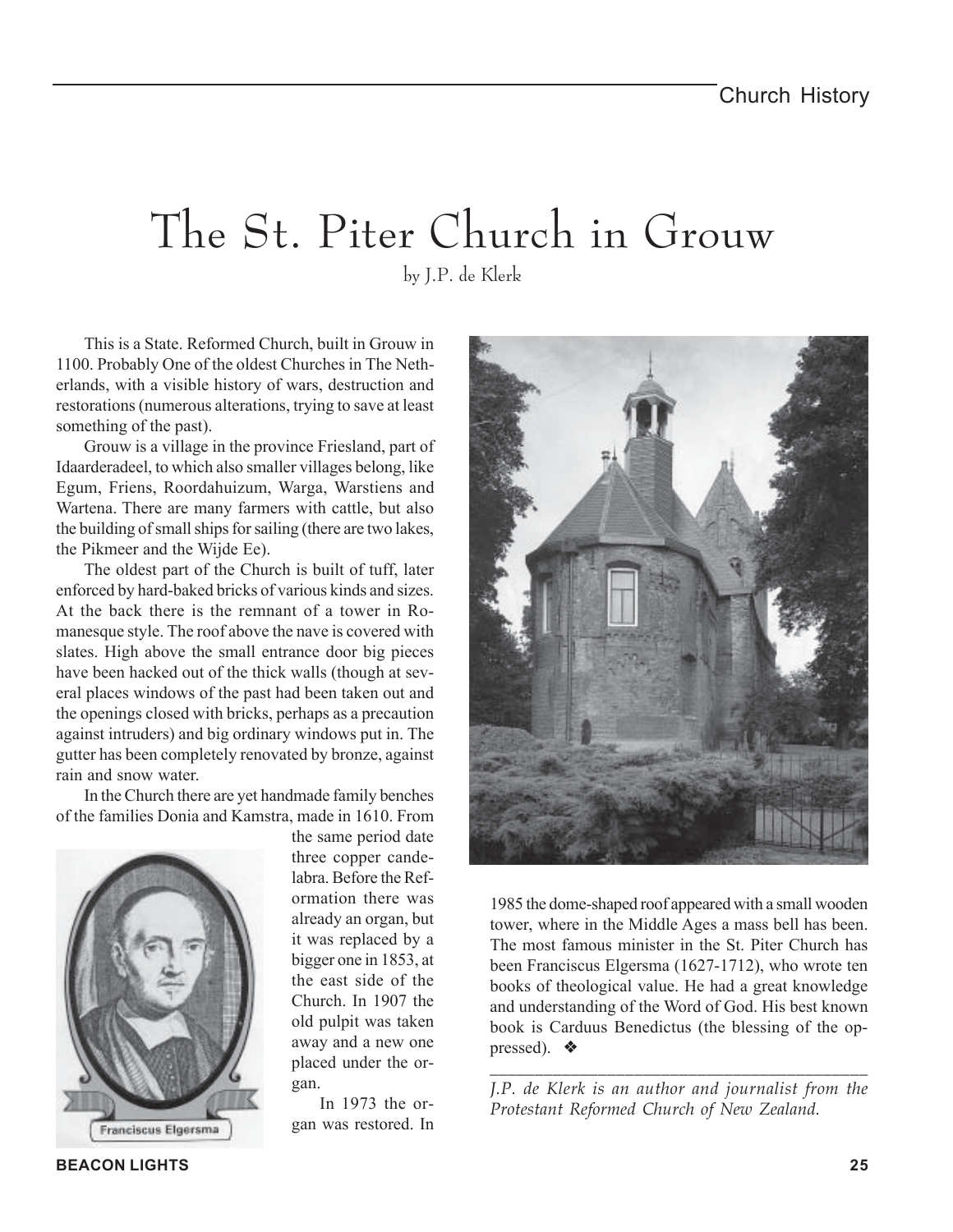# The St. Piter Church in Grouw

by J.P. de Klerk

This is a State. Reformed Church, built in Grouw in 1100. Probably One of the oldest Churches in The Netherlands, with a visible history of wars, destruction and restorations (numerous alterations, trying to save at least something of the past).

Grouw is a village in the province Friesland, part of Idaarderadeel, to which also smaller villages belong, like Egum, Friens, Roordahuizum, Warga, Warstiens and Wartena. There are many farmers with cattle, but also the building of small ships for sailing (there are two lakes, the Pikmeer and the Wijde Ee).

The oldest part of the Church is built of tuff, later enforced by hard-baked bricks of various kinds and sizes. At the back there is the remnant of a tower in Romanesque style. The roof above the nave is covered with slates. High above the small entrance door big pieces have been hacked out of the thick walls (though at several places windows of the past had been taken out and the openings closed with bricks, perhaps as a precaution against intruders) and big ordinary windows put in. The gutter has been completely renovated by bronze, against rain and snow water.

In the Church there are yet handmade family benches of the families Donia and Kamstra, made in 1610. From the same period date three copper candelabra. Before the Reformation there was already an organ, but it was replaced by a bigger one in 1853, at the east side of the Church. In 1907 the old pulpit was taken away and a new one placed under the organ.

Franciscus Elgersma

In 1973 the organ was restored. In 1985 the dome-shaped roof appeared with a small wooden tower, where in the Middle Ages a mass bell has been. The most famous minister in the St. Piter Church has been Franciscus Elgersma (1627-1712), who wrote ten books of theological value. He had a great knowledge and understanding of the Word of God. His best known book is Carduus Benedictus (the blessing of the oppressed). ❖

---

*J.P. de Klerk is an author and journalist from the Protestant Reformed Church of New Zealand.*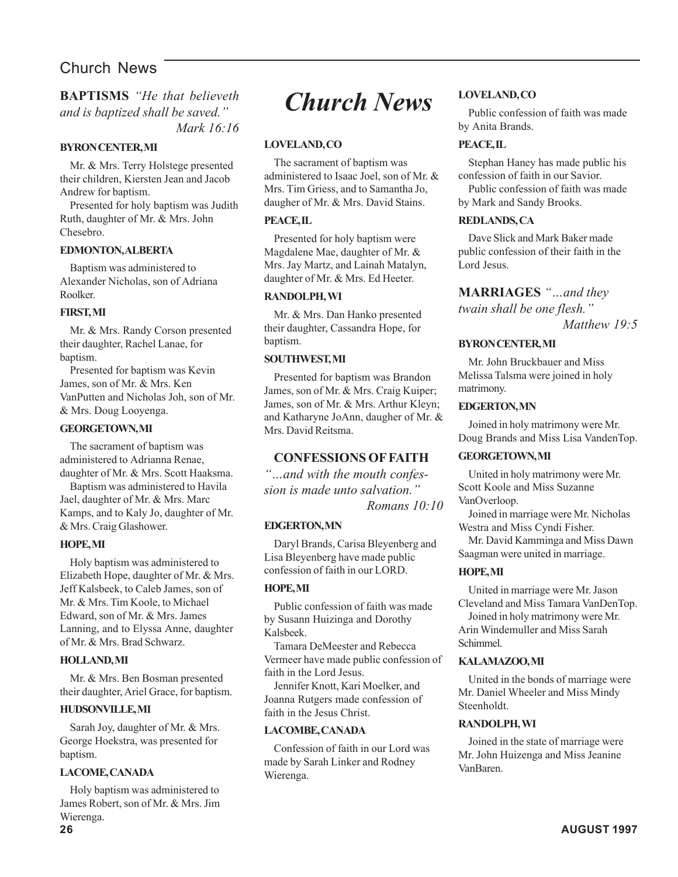# Church News

## BAPTISMS

*"He that believeth and is baptized shall be saved."*
*Mark 16:16*

### BYRON CENTER, MI

Mr. & Mrs. Terry Holstege presented their children, Kiersten Jean and Jacob Andrew for baptism.

Presented for holy baptism was Judith Ruth, daughter of Mr. & Mrs. John Chesebro.

### EDMONTON, ALBERTA

Baptism was administered to Alexander Nicholas, son of Adriana Roolker.

### FIRST, MI

Mr. & Mrs. Randy Corson presented their daughter, Rachel Lanae, for baptism.

Presented for baptism was Kevin James, son of Mr. & Mrs. Ken VanPutten and Nicholas Joh, son of Mr. & Mrs. Doug Looyenga.

### GEORGETOWN, MI

The sacrament of baptism was administered to Adrianna Renae, daughter of Mr. & Mrs. Scott Haaksma.

Baptism was administered to Havila Jael, daughter of Mr. & Mrs. Marc Kamps, and to Kaly Jo, daughter of Mr. & Mrs. Craig Glashower.

### HOPE, MI

Holy baptism was administered to Elizabeth Hope, daughter of Mr. & Mrs. Jeff Kalsbeek, to Caleb James, son of Mr. & Mrs. Tim Koole, to Michael Edward, son of Mr. & Mrs. James Lanning, and to Elyssa Anne, daughter of Mr. & Mrs. Brad Schwarz.

### HOLLAND, MI

Mr. & Mrs. Ben Bosman presented their daughter, Ariel Grace, for baptism.

### HUDSONVILLE, MI

Sarah Joy, daughter of Mr. & Mrs. George Hoekstra, was presented for baptism.

### LACOME, CANADA

Holy baptism was administered to James Robert, son of Mr. & Mrs. Jim Wierenga.

### LOVELAND, CO

The sacrament of baptism was administered to Isaac Joel, son of Mr. & Mrs. Tim Griess, and to Samantha Jo, daugher of Mr. & Mrs. David Stains.

### PEACE, IL

Presented for holy baptism were Magdalene Mae, daughter of Mr. & Mrs. Jay Martz, and Lainah Matalyn, daughter of Mr. & Mrs. Ed Heeter.

### RANDOLPH, WI

Mr. & Mrs. Dan Hanko presented their daughter, Cassandra Hope, for baptism.

### SOUTHWEST, MI

Presented for baptism was Brandon James, son of Mr. & Mrs. Craig Kuiper; James, son of Mr. & Mrs. Arthur Kleyn; and Katharyne JoAnn, daugher of Mr. & Mrs. David Reitsma.

## CONFESSIONS OF FAITH

*"...and with the mouth confession is made unto salvation."*
*Romans 10:10*

### EDGERTON, MN

Daryl Brands, Carisa Bleyenberg and Lisa Bleyenberg have made public confession of faith in our LORD.

### HOPE, MI

Public confession of faith was made by Susann Huizinga and Dorothy Kalsbeek.

Tamara DeMeester and Rebecca Vermeer have made public confession of faith in the Lord Jesus.

Jennifer Knott, Kari Moelker, and Joanna Rutgers made confession of faith in the Jesus Christ.

### LACOMBE, CANADA

Confession of faith in our Lord was made by Sarah Linker and Rodney Wierenga.

### LOVELAND, CO

Public confession of faith was made by Anita Brands.

### PEACE, IL

Stephan Haney has made public his confession of faith in our Savior.

Public confession of faith was made by Mark and Sandy Brooks.

### REDLANDS, CA

Dave Slick and Mark Baker made public confession of their faith in the Lord Jesus.

## MARRIAGES

*"...and they twain shall be one flesh."*
*Matthew 19:5*

### BYRON CENTER, MI

Mr. John Bruckbauer and Miss Melissa Talsma were joined in holy matrimony.

### EDGERTON, MN

Joined in holy matrimony were Mr. Doug Brands and Miss Lisa VandenTop.

### GEORGETOWN, MI

United in holy matrimony were Mr. Scott Koole and Miss Suzanne VanOverloop.

Joined in marriage were Mr. Nicholas Westra and Miss Cyndi Fisher.

Mr. David Kamminga and Miss Dawn Saagman were united in marriage.

### HOPE, MI

United in marriage were Mr. Jason Cleveland and Miss Tamara VanDenTop.

Joined in holy matrimony were Mr. Arin Windemuller and Miss Sarah Schimmel.

### KALAMAZOO, MI

United in the bonds of marriage were Mr. Daniel Wheeler and Miss Mindy Steenholdt.

### RANDOLPH, WI

Joined in the state of marriage were Mr. John Huizenga and Miss Jeanine VanBaren.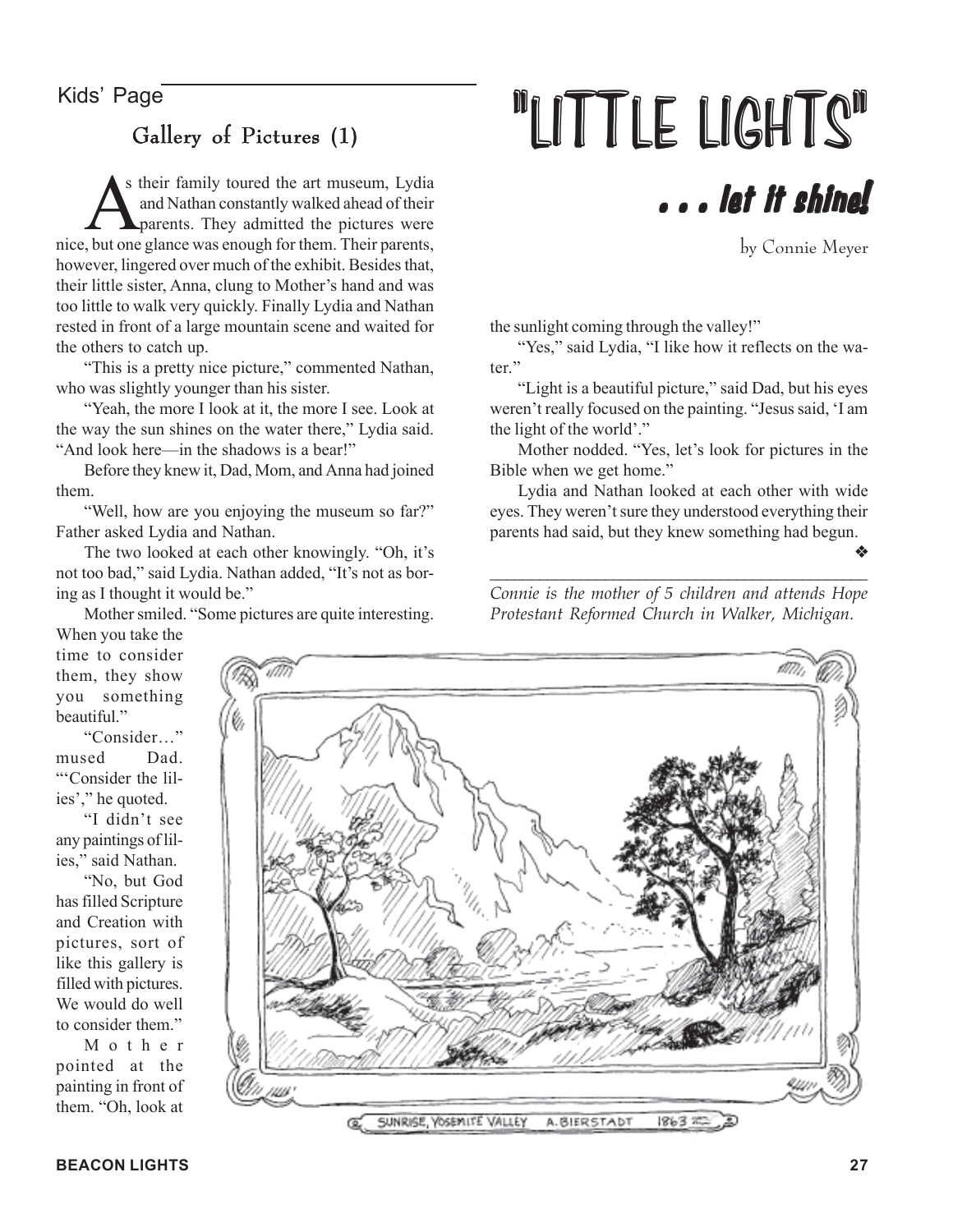Kids' Page

# "LITTLE LIGHTS"

## . . . let it shine!

by Connie Meyer

### Gallery of Pictures (1)

As their family toured the art museum, Lydia and Nathan constantly walked ahead of their parents. They admitted the pictures were nice, but one glance was enough for them. Their parents, however, lingered over much of the exhibit. Besides that, their little sister, Anna, clung to Mother's hand and was too little to walk very quickly. Finally Lydia and Nathan rested in front of a large mountain scene and waited for the others to catch up.

"This is a pretty nice picture," commented Nathan, who was slightly younger than his sister.

"Yeah, the more I look at it, the more I see. Look at the way the sun shines on the water there," Lydia said. "And look here—in the shadows is a bear!"

Before they knew it, Dad, Mom, and Anna had joined them.

"Well, how are you enjoying the museum so far?" Father asked Lydia and Nathan.

The two looked at each other knowingly. "Oh, it's not too bad," said Lydia. Nathan added, "It's not as boring as I thought it would be."

Mother smiled. "Some pictures are quite interesting. When you take the time to consider them, they show you something beautiful."

"Consider…" mused Dad. "'Consider the lilies'," he quoted.

"I didn't see any paintings of lilies," said Nathan.

"No, but God has filled Scripture and Creation with pictures, sort of like this gallery is filled with pictures. We would do well to consider them."

Mother pointed at the painting in front of them. "Oh, look at the sunlight coming through the valley!"

"Yes," said Lydia, "I like how it reflects on the water."

"Light is a beautiful picture," said Dad, but his eyes weren't really focused on the painting. "Jesus said, 'I am the light of the world'."

Mother nodded. "Yes, let's look for pictures in the Bible when we get home."

Lydia and Nathan looked at each other with wide eyes. They weren't sure they understood everything their parents had said, but they knew something had begun.

❖

---

*Connie is the mother of 5 children and attends Hope Protestant Reformed Church in Walker, Michigan.*

SUNRISE, YOSEMITE VALLEY A. BIERSTADT 1863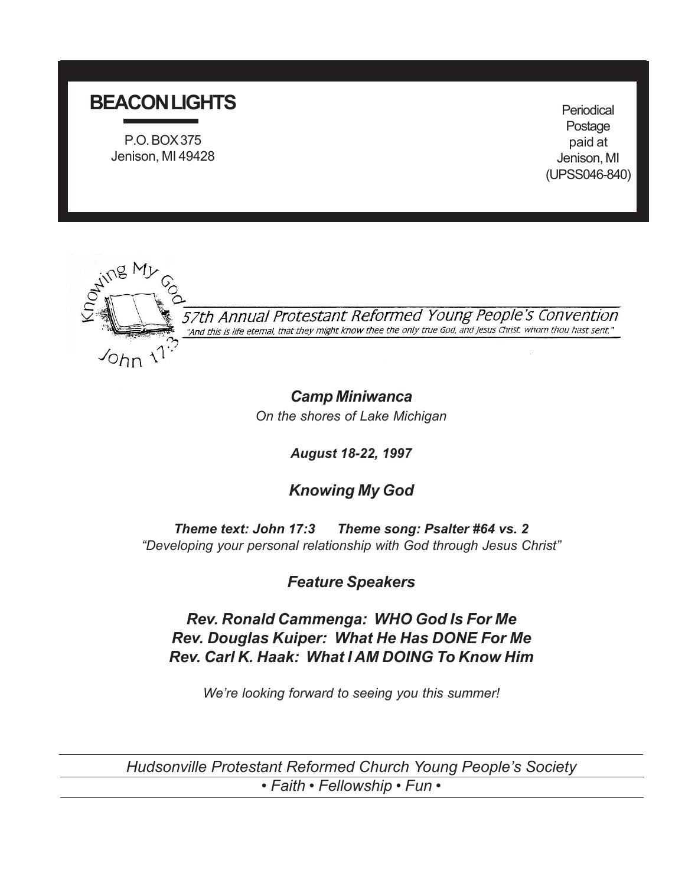**BEACON LIGHTS**

P.O. BOX 375
Jenison, MI 49428

Periodical
Postage
paid at
Jenison, MI
(UPSS046-840)

Knowing My God — John 17:3

57th Annual Protestant Reformed Young People's Convention

"And this is life eternal, that they might know thee the only true God, and Jesus Christ, whom thou hast sent."

***Camp Miniwanca***

*On the shores of Lake Michigan*

***August 18-22, 1997***

## *Knowing My God*

***Theme text: John 17:3 Theme song: Psalter #64 vs. 2***

*"Developing your personal relationship with God through Jesus Christ"*

### *Feature Speakers*

***Rev. Ronald Cammenga: WHO God Is For Me***
***Rev. Douglas Kuiper: What He Has DONE For Me***
***Rev. Carl K. Haak: What I AM DOING To Know Him***

*We're looking forward to seeing you this summer!*

---

*Hudsonville Protestant Reformed Church Young People's Society*

*• Faith • Fellowship • Fun •*